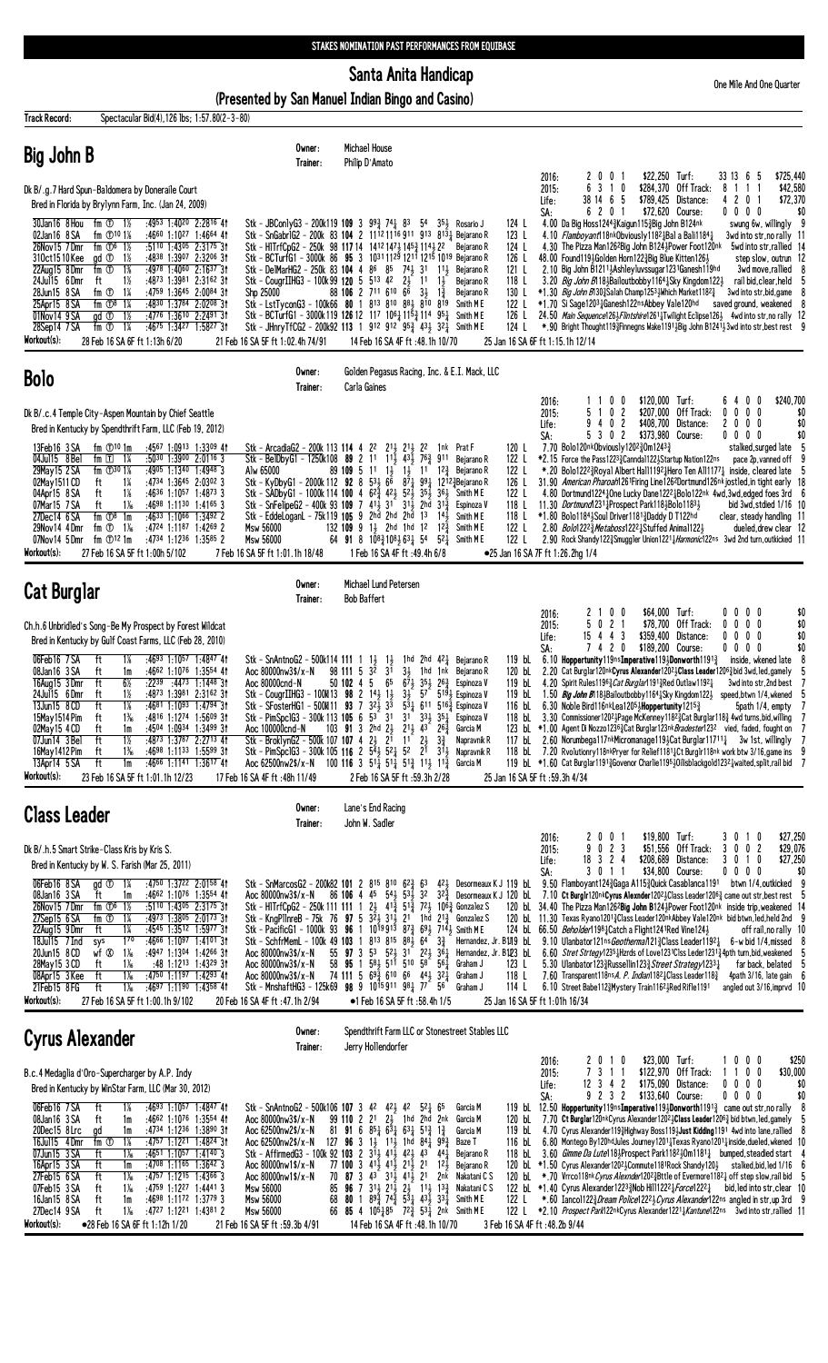STAKES NOMINATION PAST PERFORMANCES FROM EQUIBASE

# Santa Anita Handicap

(Presented by San Manuel Indian Bingo and Casino)

One Mile And One Quarter

**Track Record:** Spectacular Bid(4),126 lbs; 1:57.80(2-3-80)

## Big John B

Owner: Michael House
Trainer: Philip D'Amato

Dk B/.g.7 Hard Spun-Baldomera by Doneraile Court
Bred in Florida by Brylynn Farm, Inc. (Jan 24, 2009)

| | | | | | |
|---|---|---|---|---|---|
| 2016: | 2 0 0 1 | $22,250 | Turf: | 33 13 6 5 | $725,440 |
| 2015: | 6 3 1 0 | $284,370 | Off Track: | 8 1 1 1 | $42,580 |
| Life: | 38 14 6 5 | $789,425 | Distance: | 4 2 0 1 | $72,370 |
| SA: | 6 2 0 1 | $72,620 | Course: | 0 0 0 0 | $0 |

```
30Jan16 8Hou  fm ① 1½   :4953 1:4020 2:2816 4↑  Stk - JBConlyG3 - 200k119 109 3 9⁹¾ 7⁴½ 8³ 5⁴ 3⁵½  Rosario J   124 L  4.00 Da Big Hoss124²¾Kaigun115¾Big John B124nk   swung 6w, willingly 9
02Jan16 8SA   fm ①10 1⅛ :4660 1:1027 1:4664 4↑  Stk - SnGabrlG2 - 200k 83 104 2 11¹²11¹⁶9¹¹ 9¹³ 8¹³¾ Bejarano R 123 L  4.10 Flamboyant118nkObviously118²¾Bal a Bali1184¾   3wd into str,no rally 11
26Nov15 7Dmr  fm ①6 1½  :5110 1:4305 2:3175 3↑  Stk - HllTrfCpG2 - 250k 98 117 14 14¹²14⁷½14⁵¾11⁴½2² Bejarano R 124 L  4.30 The Pizza Man126²Big John B124¾Power Foot120nk  5wd into str,rallied 14
31Oct15 10Kee gd ① 1½   :4838 1:3907 2:3206 3↑  Stk - BCTurfG1 - 3000k 86 95 3 10¹¹11²⁹12¹¹12¹⁶10¹⁹ Bejarano R 126 L  48.00 Found119½Golden Horn122¾Big Blue Kitten126½   step slow, outrun 12
22Aug15 8Dmr  fm ① 1⅜   :4978 1:4060 2:1637 3↑  Stk - DelMarHG2 - 250k 83 104 4 8⁶ 8⁵ 7⁴½ 3¹ 1¹½ Bejarano R 121 L  2.10 Big John B121¹½Ashleyluvssugar123¹Ganesh119hd  3wd move,rallied 8
24Jul15 6Dmr  ft    1½   :4873 1:3981 2:3162 3↑  Stk - CougrIIHG3 - 100k99 120 5 5¹³ 4² 2½ 1¹ 1½ Bejarano R 118 L  3.20 Big John B118½Bailoutbobby1164¾Sky Kingdom122½  rail bid,clear,held 5
26Jun15 8SA   fm ① 1⅛   :4759 1:3645 2:0084 3↑  Shp 25000            88 106 2 7¹¹ 6¹⁰ 6⁶ 3½ 1¾  Bejarano R 130 L  *1.30 Big John B130¾Salah Champ125²¾Which Market118²¾  3wd into str,bid,game 8
25Apr15 8SA   fm ①8 1⅛  :4830 1:3784 2:0208 3↑  Stk - LstTyconG3 - 100k66 80 1 8¹³ 8¹⁰ 8⁸½ 8¹⁰ 8¹⁹ Smith M E 122 L  *1.70 Si Sage120³¾Ganesh122nsAbbey Vale120hd  saved ground, weakened 8
01Nov14 9SA   gd ① 1½   :4776 1:3610 2:2491 3↑  Stk - BCTurfG1 - 3000k119 126 12 11⁷ 10⁶½ 11⁵¾ 11⁴ 9⁵¾ Smith M E 126 L  24.50 Main Sequence126½Flintshire126¹½Twilight Eclipse126½  4wd into str,no rally 12
28Sep14 7SA   fm ① 1¼   :4675 1:3427 1:5827 3↑  Stk - JHnryTfCG2 - 200k92 113 1 9¹² 9¹² 9⁵¾ 4³½ 3²¼ Smith M E 124 L  *.90 Bright Thought119¾Finnegns Wake119¹½Big John B124¹½ 3wd into str,best rest 9
Workout(s):  28 Feb 16 SA 6F ft 1:13h 6/20   21 Feb 16 SA 5F ft 1:02.4h 74/91   14 Feb 16 SA 4F ft :48.1h 10/70   25 Jan 16 SA 6F ft 1:15.1h 12/14
```

## Bolo

Owner: Golden Pegasus Racing, Inc. & E.I. Mack, LLC
Trainer: Carla Gaines

Dk B/.c.4 Temple City-Aspen Mountain by Chief Seattle
Bred in Kentucky by Spendthrift Farm, LLC (Feb 19, 2012)

| | | | | | |
|---|---|---|---|---|---|
| 2016: | 1 1 0 0 | $120,000 | Turf: | 6 4 0 0 | $240,700 |
| 2015: | 5 1 0 2 | $207,000 | Off Track: | 0 0 0 0 | $0 |
| Life: | 9 4 0 2 | $408,700 | Distance: | 2 0 0 0 | $0 |
| SA: | 5 3 0 2 | $373,980 | Course: | 0 0 0 0 | $0 |

```
13Feb16 3SA   fm ①10 1m  :4567 1:0913 1:3309 4↑  Stk - ArcadiaG2 - 200k 113 114 4 2² 2¹½ 2¹½ 2² 1nk Prat F  120 L  7.70 Bolo120nkObviously120²¾Om1243¾   stalked,surged late 5
04Jul15 8Bel  fm ① 1⅛   :5030 1:3900 2:0116 3   Stk - BelDbyG1 - 1250k108 89 2 1¹ 1¹½ 4³½ 7⁶¾ 9¹¹ Bejarano R 122 L  *2.15 Force the Pass122³¾Cannda122½Startup Nation122ns  pace 2p,vanned off 9
29May15 2SA   fm ①30 1⅛ :4905 1:1340 1:4948 3   Alw 65000            89 109 5 1¹ 1½ 1½ 1¹ 1²¾ Bejarano R 122 L  *.20 Bolo122²¾Royal Albert Hall119²½Hero Ten All117³¼ inside, cleared late 5
02May15 11CD  ft    1¼   :4734 1:3645 2:0302 3   Stk - KyDbyG1 - 2000k112 92 8 5³½ 6⁶ 8⁷½ 9⁹¼ 12¹²¾Bejarano R 126 L  31.90 American Pharoah126¹Firing Line126²Dortmund126nk jostled,in tight early 18
04Apr15 8SA   ft    1⅛   :4636 1:1057 1:4873 3   Stk - SADbyG1 - 1000k114 100 4 6²¾ 4²½ 5²½ 3⁵½ 3⁶½ Smith M E 122 L  4.80 Dortmund122⁴¾One Lucky Dane122²½Bolo122nk 4wd,3wd,edged foes 3rd 6
07Mar15 7SA   ft    1⅛   :4698 1:1130 1:4165 3   Stk - SnFelipeG2 - 400k 93 109 7 4¹½ 3¹ 3¹½ 2hd 3¹¾ Espinoza V 118 L  11.30 Dortmund123¹½Prospect Park118¾Bolo118³½   bid 3wd,stdied 1/16 10
27Dec14 6SA   fm ①8 1m  :4633 1:1066 1:3492 2   Stk - EddeLoganL - 75k119 105 9 2hd 2hd 2hd 1³ 1⁴½ Smith M E 118 L  *1.80 Bolo118⁴½Soul Driver118¹¾Daddy D T122hd  clear, steady handling 11
29Nov14 4Dmr  fm ① 1⅛   :4724 1:1187 1:4269 2   Msw 56000           132 109 9 1½ 2hd 1hd 1² 1²¾ Smith M E 122 L  2.90 Bolo122²¾Metaboss122²½Stuffed Animal122½  dueled,drew clear 12
07Nov14 5Dmr  fm ①12 1m :4734 1:1236 1:3585 2   Msw 56000            64 91 8 10⁸½10⁸½6³¾ 5⁴ 5²¼ Smith M E 122 L  2.90 Rock Shandy122½Smuggler Union122¹½Harmonic122ns 3wd 2nd turn,outkicked 11
Workout(s):  27 Feb 16 SA 5F ft 1:00h 5/102   7 Feb 16 SA 5F ft 1:01.1h 18/48   1 Feb 16 SA 4F ft :49.4h 6/8   ●25 Jan 16 SA 7F ft 1:26.2hg 1/4
```

## Cat Burglar

Owner: Michael Lund Petersen
Trainer: Bob Baffert

Ch.h.6 Unbridled's Song-Be My Prospect by Forest Wildcat
Bred in Kentucky by Gulf Coast Farms, LLC (Feb 28, 2010)

| | | | | | |
|---|---|---|---|---|---|
| 2016: | 2 1 0 0 | $64,000 | Turf: | 0 0 0 0 | $0 |
| 2015: | 5 0 2 1 | $78,700 | Off Track: | 0 0 0 0 | $0 |
| Life: | 15 4 4 3 | $359,400 | Distance: | 0 0 0 0 | $0 |
| SA: | 7 4 2 0 | $189,200 | Course: | 0 0 0 0 | $0 |

```
06Feb16 7SA   ft    1⅛   :4693 1:1057 1:4847 4↑  Stk - SnAntnoG2 - 500k114 111 1 1½ 1½ 1hd 2hd 4²½ Bejarano R 119 bL  6.10 Hoppertunity119nsImperative119¾Donworth1191¾  inside, wkened late 8
08Jan16 3SA   ft    1m   :4662 1:1076 1:3554 4↑  Aoc 80000nw3$/x-N   98 111 5 3² 3¹ 3½ 1hd 1nk Bejarano R 120 bL  2.20 Cat Burglar120nkCyrus Alexander120²¾Class Leader120⁶¾bid 3wd,led,gamely 5
16Aug15 3Dmr  ft    6½   :2239 :4473 1:1448 3↑  Aoc 80000cnd-N       50 102 4 5 6⁵ 6⁷½ 3⁵½ 2⁶¾ Espinoza V 119 bL  4.20 Spirit Rules1196¾Cat Burglar119¹½Red Outlaw119²½  3wd into str,2nd best 7
24Jul15 6Dmr  ft    1½   :4873 1:3981 2:3162 3↑  Stk - CougrIIHG3 - 100k119 92 2 1⁴½ 1½ 3½ 5⁷ 5¹⁹½ Espinoza V 119 bL  1.50 Big John B118½Bailoutbobby1164¾Sky Kingdom122½  speed,btwn 1/4,wkened 5
13Jun15 8CD   ft    1⅛   :4681 1:1093 1:4794 3↑  Stk - SFosterHG1 - 500k11 93 7 3²½ 3³ 5³¼ 6¹¹ 5¹⁶¾ Espinoza V 116 bL  6.30 Noble Bird116nkLea120⁵¾Hoppertunity1215¾   5path 1/4, empty 7
15May1514Pim  ft    1⅜   :4816 1:1274 1:5609 3↑  Stk - PimSpclG3 - 300k113 105 6 5³ 3¹ 3¹ 3³½ 3⁵½ Espinoza V 118 bL  3.30 Commissioner120²¾Page McKenney118²¾Cat Burglar118¾ 4wd turns,lkd willing 7
02May15 4CD   ft    1m   :4504 1:0934 1:3499 3↑  Aoc 100000cnd-N     103 91 3 2hd 2½ 2¹½ 4³ 2⁶¾ Garcia M 123 bL  *1.00 Agent Di Nozzo123⁶¾Cat Burglar123nkBradester123²  vied, faded, fought on 7
07Jun14 3Bel  ft    1½   :4873 1:3787 2:2713 4↑  Stk - BroklynG2 - 500k 107 107 4 2½ 2¹ 1¹ 2½ 3¾ Napravnik R 117 bL  2.60 Norumbega117nkMicromanage119¾Cat Burglar117¹½   3w 1st, willingly 7
16May1412Pim  ft    1⅜   :4698 1:1133 1:5539 3↑  Stk - PimSpclG3 - 300k105 116 2 5⁴½ 5²½ 5² 2¹ 3¹½ Napravnik R 118 bL  7.20 Rvolutionry118nkPryer for Relief118¹½Ct Burglr118nk wrk btw 3/16,game ins 9
13Apr14 5SA   ft    1m   :4666 1:1141 1:3617 4↑  Aoc 62500nw2$/x-N   100 116 3 5¹½ 5¹½ 5¹½ 1¹½ 1¹¾ Garcia M 119 bL  *1.60 Cat Burglar119¹¾Govenor Charlie119⁵¾Dillsblackgold123²¼waited,split,rail bid 7
Workout(s):  23 Feb 16 SA 5F ft 1:01.1h 12/23   17 Feb 16 SA 4F ft :48h 11/49   2 Feb 16 SA 5F ft :59.3h 2/28   25 Jan 16 SA 5F ft :59.3h 4/34
```

## Class Leader

Owner: Lane's End Racing
Trainer: John W. Sadler

Dk B/.h.5 Smart Strike-Class Kris by Kris S.
Bred in Kentucky by W. S. Farish (Mar 25, 2011)

| | | | | | |
|---|---|---|---|---|---|
| 2016: | 2 0 0 1 | $19,800 | Turf: | 3 0 1 0 | $27,250 |
| 2015: | 9 0 2 3 | $51,556 | Off Track: | 3 0 0 2 | $29,076 |
| Life: | 18 3 2 4 | $208,689 | Distance: | 3 0 1 0 | $27,250 |
| SA: | 3 0 1 1 | $34,800 | Course: | 0 0 0 0 | $0 |

```
06Feb16 8SA   gd ① 1¼   :4750 1:3722 2:0158 4↑  Stk - SnMarcosG2 - 200k82 101 2 8¹⁵ 8¹⁰ 6²½ 6³ 4²½ Desormeaux K J 119 bL  9.50 Flamboyant124¾Gaga A115¾Quick Casablanca1191  btwn 1/4,outkicked 9
08Jan16 3SA   ft    1m   :4662 1:1076 1:3554 4↑  Aoc 80000nw3$/x-N   86 106 4 4⁵ 5⁴½ 5³½ 3² 3²¾ Desormeaux K J 120 bL  7.10 Ct Burglr120nkCyrus Alexnder120²¾Class Leader120⁶¾came out str,best rest 5
26Nov15 7Dmr  fm ①6 1½  :5110 1:4305 2:3175 3↑  Stk - HllTrfCpG2 - 250k 111 111 1 2½ 4¹½ 5¹½ 7²½ 10⁶¾ Gonzalez S 120 bL  34.40 The Pizza Man126²Big John B124¾Power Foot120nk inside trip,weakened 14
27Sep15 6SA   fm ① 1⅛   :4973 1:3805 2:0173 3↑  Stk - KngPllnreB - 75k 76 97 5 3²½ 3¹½ 2¹ 1hd 2¹½ Gonzalez S 120 bL  11.30 Texas Ryano120¹½Class Leader120nkAbbey Vale120nk bid btwn,led,held 2nd 9
22Aug15 9Dmr  ft    1⅛   :4545 1:3512 1:5977 3↑  Stk - PacificG1 - 1000k 93 96 1 10¹⁹ 9¹⁵ 8⁷¾ 6⁹½ 7¹⁴½ Smith M E 124 bL  66.50 Beholder1198¼Catch a Flight124¹Red Vine124½   off rail,no rally 10
15Jul15 7Ind  sys   1⁷⁰   :4666 1:1097 1:4101 3↑  Stk - SchfrMemL - 100k 49 103 1 8¹³ 8¹⁵ 8⁸½ 6⁴ 3¾ Hernandez, Jr. B118 bL  9.10 Ulanbator121nsGeotherma1121¾Class Leader118²½  6-w bid 1/4,missed 8
20Jun15 8CD   wf ⓢ 1⅛   :4947 1:1304 1:4266 3↑  Aoc 80000nw3$/x-N   55 97 3 5³ 5²½ 3¹ 2²½ 3⁶¼ Hernandez, Jr. B123 bL  6.60 Stret Strtegy123⁵¾Hzrds of Love123¾Clss Leder1231¾ 4pth turn,bid,weakened 5
28May15 3CD   ft    1⅛   :48 1:1213 1:4329 3↑  Aoc 80000nw3$/x-N   58 95 1 5⁸½ 5¹¹ 5¹⁰ 5⁸ 5⁶¾ Graham J 123 L  5.30 Ulanbator123¾Russellin123¾Street Strategy123³½  far back, belated 5
08Apr15 3Kee  ft    1⅛   :4750 1:1197 1:4293 4↑  Aoc 80000nw3$/x-N   74 111 5 6⁹¾ 6¹⁰ 6⁶ 4⁴½ 3²½ Graham J 118 L  7.60 Transparent118nsA. P. Indian118²½Class Leader118¾  4path 3/16, late gain 6
21Feb15 8FG   ft    1⅛   :4697 1:1190 1:4358 4↑  Stk - MnshaftHG3 - 125k69 98 9 10¹⁵ 9¹¹ 9⁸½ 7⁷ 5⁶ Graham J 114 L  6.10 Street Babe112¾Mystery Train116²¾Red Rifle1191   angled out 3/16,imprvd 10
Workout(s):  27 Feb 16 SA 5F ft 1:00.1h 9/102   20 Feb 16 SA 4F ft :47.1h 2/94   ●1 Feb 16 SA 5F ft :58.4h 1/5   25 Jan 16 SA 5F ft 1:01h 16/34
```

## Cyrus Alexander

Owner: Spendthrift Farm LLC or Stonestreet Stables LLC
Trainer: Jerry Hollendorfer

B.c.4 Medaglia d'Oro-Supercharger by A.P. Indy
Bred in Kentucky by WinStar Farm, LLC (Mar 30, 2012)

| | | | | | |
|---|---|---|---|---|---|
| 2016: | 2 0 1 0 | $23,000 | Turf: | 1 0 0 0 | $250 |
| 2015: | 7 3 1 1 | $122,970 | Off Track: | 1 1 0 0 | $30,000 |
| Life: | 12 3 4 2 | $175,090 | Distance: | 0 0 0 0 | $0 |
| SA: | 9 2 3 2 | $133,640 | Course: | 0 0 0 0 | $0 |

```
06Feb16 7SA   ft    1⅛   :4693 1:1057 1:4847 4↑  Stk - SnAntnoG2 - 500k106 107 3 4² 4²½ 4² 5²¼ 6⁵ Garcia M 119 bL  12.50 Hoppertunity119nsImperative119¾Donworth1191¾  came out str,no rally 8
08Jan16 3SA   ft    1m   :4662 1:1076 1:3554 4↑  Aoc 80000nw3$/x-N   99 110 2 2¹ 2½ 1hd 2hd 2nk Garcia M 120 bL  7.70 Ct Burglar120nkCyrus Alexander120²¾Class Leader120⁶¾bid btwn,led,gamely 5
20Dec15 8Lrc  gd    1m   :4734 1:1236 1:3890 3↑  Aoc 62500nw2$/x-N   81 91 6 8⁵½ 6³½ 6³½ 5¹³ 1¾ Garcia M 119 bL  4.70 Cyrus Alexander119¾Highway Boss119½Just Kidding119¹ 4wd into lane,rallied 8
16Jul15 4Dmr  fm ① 1⅛   :4757 1:1221 1:4824 3↑  Aoc 62500nw2$/x-N  127 96 3 1½ 1¹½ 1hd 8⁴½ 9⁹¾ Baze T 116 bL  6.80 Montego By120hdJules Journey120¹½Texas Ryano120¹½inside,dueled,wkened 10
07Jun15 3SA   ft    1⅛   :4651 1:1057 1:4140 3   Stk - AffirmedG3 - 100k 92 103 2 3¹½ 4¹½ 4¹½ 4³ 4⁴¾ Bejarano R 118 L  3.60 Gimme Da Lute118¾Prospect Park118²½Om1181¾  bumped,steadied start 4
16Apr15 3SA   ft    1⅛   :4708 1:1165 1:3642 3   Aoc 80000nw1$/x-N   77 100 3 4¹½ 4¹½ 2¹½ 2¹ 1²½ Bejarano R 120 bL  *1.50 Cyrus Alexander120²½Commute118¹Rock Shandy120½  stalked,bid,led 1/16 6
27Feb15 6SA   ft    1⅛   :4757 1:1215 1:4366 3   Aoc 80000nw1$/x-N   70 87 3 4³ 3¹½ 4¹½ 2¹ 2nk Nakatani C S 120 bL  *.70 Vrrco118nkCyrus Alexnder120³¾Bttle of Evermore118²½off step slow,rail bid 5
07Feb15 3SA   ft    1⅛   :4759 1:1227 1:4441 3   Msw 56000           85 96 7 3¹½ 2¹½ 2½ 1¹½ 1³¾ Nakatani C S 122 bL  *1.40 Cyrus Alexander122³¾Nob Hill122²½Force122²½  bid,led into str,clear 10
16Jan15 8SA   ft    1m   :4698 1:1172 1:3779 3   Msw 56000           68 80 1 8⁹½ 7⁴½ 5³½ 4³½ 3³¼ Smith M E 122 L  *.60 Iancol122²¾Dream Police122½Cyrus Alexander122ns angled in str,up 3rd 9
27Dec14 9SA   ft    1⅛   :4727 1:1221 1:4381 2   Msw 56000           66 85 4 10⁵½8⁵ 7²¾ 5³½ 2nk Smith M E 122 L  *2.10 Prospect Park122nkCyrus Alexander122¹½Kantune122ns 3wd into str,rallied 11
Workout(s):  ●28 Feb 16 SA 6F ft 1:12h 1/20   21 Feb 16 SA 5F ft :59.3h 4/74   14 Feb 16 SA 4F ft :48.1h 10/70   3 Feb 16 SA 4F ft :48.2b 9/44
```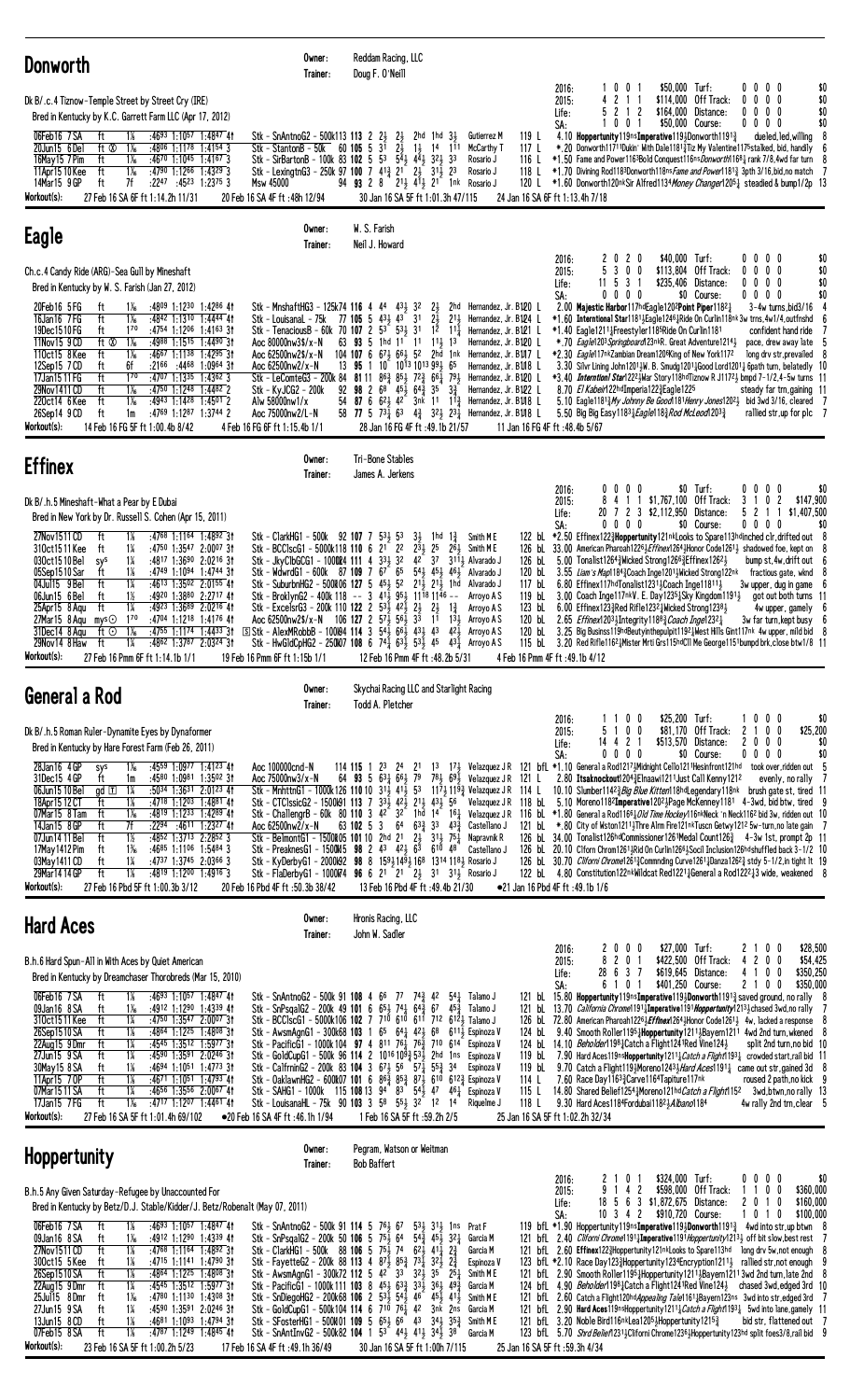## Donworth

Owner: Reddam Racing, LLC
Trainer: Doug F. O'Neill

Dk B/.c.4 Tiznow-Temple Street by Street Cry (IRE)
Bred in Kentucky by K.C. Garrett Farm LLC (Apr 17, 2012)

| | | | | | |
|---|---|---|---|---|---|
| 2016: | 1 0 0 1 | $50,000 | Turf: | 0 0 0 0 | $0 |
| 2015: | 4 2 1 1 | $114,000 | Off Track: | 0 0 0 0 | $0 |
| Life: | 5 2 1 2 | $164,000 | Distance: | 0 0 0 0 | $0 |
| SA: | 1 0 0 1 | $50,000 | Course: | 0 0 0 0 | $0 |

```
06Feb16 7SA   ft  1⅛  :4693 1:1057 1:4847 4↑  Stk - SnAntnoG2 - 500k113 113 2 2½ 2½ 2hd 1hd 3½  Gutierrez M  119 L  4.10 Hoppertunity119nsImperative119½Donworth1191¾  dueled,led,willing  8
20Jun15 6Del  ft ⓣ 1⅛  :4806 1:1178 1:4154 3     Stk - StantonB - 50k  60 105 5 31 2½ 1½ 14 111  McCarthy T  117 L  *.20 Donworth11711Dukin' With Dale1181¾Tiz My Valentine117stalked, bid, handily  6
16May15 7Pim  ft  1⅛  :4670 1:1045 1:4167 3     Stk - SirBartonB - 100k 83 102 5 53 54½ 4¾ 32½ 33  Rosario J  116 L  *1.50 Fame and Power1163Bold Conquest116nsDonworth1164¾ rank 7/8,4wd far turn  8
11Apr15 10Kee ft  1⅛  :4790 1:1266 1:4329 3     Stk - LexingtnG3 - 250k 97 100 7 41¾ 21 2½ 31¾ 23  Rosario J  118 L  *1.70 Divining Rod1183Donworth118nsFame and Power1181¾ 3pth 3/16,bid,no match  7
14Mar15 9GP   ft  7f  :2247 :4523 1:2375 3     Msw 45000  94 93 2 8 21½ 41½ 21 1nk  Rosario J  120 L  *1.60 Donworth120nkSir Alfred1134Money Changer1205½ steadied & bump1/2p  13
```

Workout(s): 27 Feb 16 SA 6F ft 1:14.2h 11/31 | 20 Feb 16 SA 4F ft :48h 12/94 | 30 Jan 16 SA 5F ft 1:01.3h 47/115 | 24 Jan 16 SA 6F ft 1:13.4h 7/18

## Eagle

Owner: W. S. Farish
Trainer: Neil J. Howard

Ch.c.4 Candy Ride (ARG)-Sea Gull by Mineshaft
Bred in Kentucky by W. S. Farish (Jan 27, 2012)

| | | | | | |
|---|---|---|---|---|---|
| 2016: | 2 0 2 0 | $40,000 | Turf: | 0 0 0 0 | $0 |
| 2015: | 5 3 0 0 | $113,804 | Off Track: | 0 0 0 0 | $0 |
| Life: | 11 5 3 1 | $235,406 | Distance: | 0 0 0 0 | $0 |
| SA: | 0 0 0 0 | $0 | Course: | 0 0 0 0 | $0 |

```
20Feb16 5FG   ft  1⅛  :4809 1:1230 1:4286 4↑  Stk - MnshaftHG3 - 125k74 116 4 44 43½ 32 2½ 2hd  Hernandez, Jr. B120 L  2.00 Majestic Harbor117hdEagle1202Point Piper1182¼  3-4w turns,bid3/16  4
16Jan16 7FG   ft  1⅛  :4842 1:1310 1:4444 4↑  Stk - Louisanal - 75k  77 105 5 43½ 43 31 2½ 21½  Hernandez, Jr. B124 L  *1.60 Interntional Star1181½Eagle1246½Ride On Curlin118nk 3w trns,4w1/4,outfnshd  6
19Dec15 10FG  ft  170 :4754 1:1206 1:4163 3↑  Stk - TenaciousB - 60k 70 107 2 53 53½ 31 12 11¼  Hernandez, Jr. B121 L  *1.40 Eagle1211¼Freestyler1185Ride On Curlin1181  confident hand ride  7
11Nov15 9CD   ft ⓣ 1⅛  :4988 1:1515 1:4497 3↑  Aoc 80000nw3$/x-N  63 93 5 1hd 11 11 11½ 13  Hernandez, Jr. B120 L  *.70 Eagle1203Springboard123nkR. Great Adventure1214½  pace, drew away late  5
11Oct15 8Kee  ft  1⅛  :4667 1:1138 1:4295 3↑  Aoc 62500nw2$/x-N  104 107 6 67½ 66½ 52 2hd 1nk  Hernandez, Jr. B117 L  *2.30 Eagle117nkZambian Dream1206King of New York1172  long drv str,prevailed  8
12Sep15 7CD   ft  6f  :2166 :4468 1:0964 3↑  Aoc 62500nw2$/x-N  13 95 1 10 1013 1013 99½ 65  Hernandez, Jr. B118 L  3.30 Silvr Lning John1201¼W. B. Smudg1201¼Good Lord1201¼ 6path turn, belatedly  10
17Jan15 11FG  ft  170 :4707 1:1335 1:4362 3    Stk - LeComteG3 - 200k 84 81 11 86½ 85½ 73 66¾ 79¼  Hernandez, Jr. B120 L  *3.40 Interntonl Star1221¾War Story118hdTizmow R J1172¼ bmpd 7-1/2,4-5w turns  11
29Nov14 11CD  ft  1⅛  :4750 1:1248 1:4482 2     Stk - KyJCG2 - 200k  92 98 2 68 45½ 64½ 35 3¾  Hernandez, Jr. B122 L  8.70 El Kabeir122hdImperia122¾Eagle1225  steady far trn,gaining  11
22Oct14 6Kee  ft  1⅛  :4943 1:1428 1:4501 2     Alw 58000nw1/x  54 87 6 62½ 42 3nk 11 11¾  Hernandez, Jr. B118 L  5.10 Eagle1181¾My Johnny Be Good1181Henry Jones1202½ bid 3wd 3/16, cleared  7
26Sep14 9CD   ft  1m  :4769 1:1267 1:3744 2     Aoc 75000nw2/L-N  58 77 5 73¼ 63 4¾ 32½ 23¼  Hernandez, Jr. B118 L  5.50 Big Big Easy1183¼Eagle118¾Rod McLeod1203¾  rallied str,up for plc  7
```

Workout(s): 14 Feb 16 FG 5F ft 1:00.4b 8/42 | 4 Feb 16 FG 5F ft 1:15.4b 1/1 | 28 Jan 16 FG 4F ft :49.1b 21/57 | 11 Jan 16 FG 4F ft :48.4b 5/67

## Effinex

Owner: Tri-Bone Stables
Trainer: James A. Jerkens

Dk B/.h.5 Mineshaft-What a Pear by E Dubai
Bred in New York by Dr. Russell S. Cohen (Apr 15, 2011)

| | | | | | |
|---|---|---|---|---|---|
| 2016: | 0 0 0 0 | $0 | Turf: | 0 0 0 0 | $0 |
| 2015: | 8 4 1 1 | $1,767,100 | Off Track: | 3 1 0 2 | $147,900 |
| Life: | 20 7 2 3 | $2,112,950 | Distance: | 5 2 1 1 | $1,407,500 |
| SA: | 0 0 0 0 | $0 | Course: | 0 0 0 0 | $0 |

```
27Nov1511CD   ft  1⅛  :4768 1:1164 1:4892 3↑  Stk - ClarkHG1 - 500k 92 107 7 53½ 53 3½ 1hd 1¾  Smith M E  122 bL *2.50 Effinex122¾Hoppertunity121nkLooks to Spare113hdinched clr,drifted out  8
31Oct15 11Kee ft  1¼  :4750 1:3547 2:0007 3↑  Stk - BCClscG1 - 5000k116 110 6 21 22 23½ 25 26½  Smith M E  126 bL 33.00 American Pharoah1266½Effinex1264¼Honor Code1261¼ shadowed foe, kept on  8
03Oct15 10Bel sys 1¼  :4817 1:3690 2:0216 3↑  Stk - JkyClbGCG1 - 100024 111 4 33½ 32 42 37 311½  Alvarado J  126 bL  5.00 Tonalist1264½Wicked Strong12610½Effinex1262½  bump st,4w,drift out  6
05Sep15 10Sar ft  1⅛  :4749 1:1094 1:4744 3↑  Stk - WdwrdG1 - 600k  87 109 7 67 65 54½ 45½ 46½  Alvarado J  120 bL  3.55 Liam's Map1184¾Coach Inge1201¼Wicked Strong122nk  fractious gate, wknd  8
04Jul15 9Bel  ft  1⅛  :4613 1:3502 2:0155 4↑  Stk - SuburbnHG2 - 500k06 127 5 45½ 52 21½ 21¾ 1hd  Alvarado J  117 bL  6.80 Effinex117hdTonalist1231¼Coach Inge11811½  3w upper, dug in game  6
06Jun15 6Bel  ft  1½  :4920 1:3880 2:2717 4↑  Stk - BrklynG2 - 400k 118 -- 3 41½ 95½ 1118 1146 --  Arroyo A S  119 bL  3.00 Coach Inge117nkV. E. Day1235¼Sky Kingdom1191¼  got out both turns  11
25Apr15 8Aqu ft  1⅛  :4923 1:3689 2:0216 4↑  Stk - ExcelsrG3 - 200k 110 122 2 53½ 42½ 2½ 2½ 1¾  Arroyo A S  123 bL  6.40 Effinex123¾Red Rifle1232¼Wicked Strong1238½  4w upper, gamely  6
27Mar15 8Aqu mys⊙ 170 :4704 1:1218 1:4176 4↑  Aoc 62500nw2$/x-N  106 127 2 57½ 56½ 33 11 13½  Arroyo A S  120 bL  2.65 Effinex1203½Integrity1188¾Coach Inge1232¼  3w far turn,kept busy  6
31Dec14 8Aqu ft ⊙ 1⅛  :4755 1:1174 1:4433 3↑  [S] Stk - AlexMRobbB - 100k94 114 3 54½ 66½ 43½ 43 42½  Arroyo A S  120 bL  3.25 Big Business119hdBeyondthepulpit1192¼West Hills Gint117nk 4w upper, mild bid  8
29Nov14 8Haw  ft  1⅛  :4862 1:3787 2:0324 3↑  Stk - HwGldCpHG2 - 250k07 108 6 74¼ 63½ 53¼ 45 43¼  Arroyo A S  115 bL  3.20 Red Rifle1162¼Mister Mrti Grs115hdCll Me George1151bumpd brk,close btw1/8 11
```

Workout(s): 27 Feb 16 Pmm 6F ft 1:14.1b 1/1 | 19 Feb 16 Pmm 6F ft 1:15b 1/1 | 12 Feb 16 Pmm 4F ft :48.2b 5/31 | 4 Feb 16 Pmm 4F ft :49.1b 4/12

## General a Rod

Owner: Skychai Racing LLC and Starlight Racing
Trainer: Todd A. Pletcher

Dk B/.h.5 Roman Ruler-Dynamite Eyes by Dynaformer
Bred in Kentucky by Hare Forest Farm (Feb 26, 2011)

| | | | | | |
|---|---|---|---|---|---|
| 2016: | 1 1 0 0 | $25,200 | Turf: | 1 0 0 0 | $0 |
| 2015: | 5 1 0 0 | $81,170 | Off Track: | 2 1 0 0 | $25,200 |
| Life: | 14 4 2 1 | $513,570 | Distance: | 2 0 0 0 | $0 |
| SA: | 0 0 0 0 | $0 | Course: | 0 0 0 0 | $0 |

```
28Jan16 4GP   sys 1⅛  :4559 1:0977 1:4123 4↑  Aoc 100000cnd-N  114 115 1 23 24 21 13 17½  Velazquez J R  121 bfL *1.10 General a Rod1217½Midnight Cello1211Hesinfront121hd  took over,ridden out  5
31Dec15 4GP   ft  1m  :4580 1:0981 1:3502 3↑  Aoc 75000nw3/x-N  64 93 5 63¼ 66½ 79 78½ 69¾  Velazquez J R  121 L  2.80 Itsaknockout1204¼Elnaawi1211Just Call Kenny1212  evenly, no rally  7
06Jun15 10Bel gd Ⓣ 1¼  :5034 1:3631 2:0123 4↑  Stk - MnhttnG1 - 1000k126 110 10 31½ 41½ 53 117¼ 119¾  Velazquez J R  114 L  10.10 Slumber1142½Big Blue Kitten118hdLegendary118nk  brush gate st, tired  11
18Apr15 12CT  ft  1⅛  :4718 1:1203 1:4881 4↑  Stk - CTClssicG2 - 1500k91 113 7 33½ 42½ 21½ 43½ 56  Velazquez J R  118 bL  5.10 Moreno1182Imperative1202½Page McKenney1181  4-3wd, bid btw, tired  9
07Mar15 8Tam  ft  1⅛  :4819 1:1233 1:4829 4↑  Stk - ChallengrB - 60k 80 110 3 42 32 1hd 14 16¼  Velazquez J R  116 bL *1.80 General a Rod1166¼Old Time Hockey116nkNeck 'n Neck1162 bid 3w, ridden out  10
14Jan15 8GP   ft  7f  :2294 :4611 1:2327 4↑  Aoc 62500nw2/x-N  63 102 5 3 64 63¾ 33 43¼  Castellano J  121 bL  *.80 City of Weston1211¼Thre Alrm Fire121nkTuscn Getwy1212 5w-turn,no late gain  7
07Jun14 11Bel ft  1½  :4852 1:3713 2:2852 3    Stk - BelmontG1 - 1500k05 101 10 2hd 21 2½ 31½ 75¼  Napravnik R  126 bL 34.00 Tonalist126hdCommissioner1261Medal Count126½  4-3w 1st, prompt 2p  11
17May1412Pim  ft  1⅜  :4685 1:1106 1:5484 3    Stk - PreaknsG1 - 1500k15 98 2 43 42½ 63 610 48  Castellano J  126 bL 20.10 Cflorn Chrom1261½Rid On Curlin1268½Socil Inclusion126hdshuffled back 3-1/2 10
03May1411CD   ft  1¼  :4737 1:3745 2:0366 3    Stk - KyDerbyG1 - 2000k92 98 8 159¼ 149¼ 168 1314 118½  Rosario J  126 bL 30.70 Clfornia Chrome1261¾Commnding Curve1261¼Danza1262½ stdy 5-1/2,in tight 1t 19
29Mar14 14GP  ft  1⅛  :4819 1:1200 1:4916 3    Stk - FlaDerbyG1 - 1000k4 96 6 21 21 2½ 31 31¾  Rosario J  122 bL  4.80 Constitution122nkWildcat Red1221¼General a Rod1222½3 wide, weakened  8
```

Workout(s): 27 Feb 16 Pbd 5F ft 1:00.3b 3/12 | 20 Feb 16 Pbd 4F ft :50.3b 38/42 | 13 Feb 16 Pbd 4F ft :49.4b 21/30 | ●21 Jan 16 Pbd 4F ft :49.1b 1/6

## Hard Aces

Owner: Hronis Racing, LLC
Trainer: John W. Sadler

B.h.6 Hard Spun-All in With Aces by Quiet American
Bred in Kentucky by Dreamchaser Thorobreds (Mar 15, 2010)

| | | | | | |
|---|---|---|---|---|---|
| 2016: | 2 0 0 0 | $27,000 | Turf: | 2 1 0 0 | $28,500 |
| 2015: | 8 2 0 1 | $422,500 | Off Track: | 4 2 0 0 | $54,425 |
| Life: | 28 6 3 7 | $619,645 | Distance: | 4 1 0 0 | $350,250 |
| SA: | 6 1 0 1 | $401,250 | Course: | 2 1 0 0 | $350,000 |

```
06Feb16 7SA   ft  1⅛  :4693 1:1057 1:4847 4↑  Stk - SnAntnoG2 - 500k 91 108 4 66 77 74¾ 42 54¼  Talamo J  121 bL 15.80 Hoppertunity119nsImperative119½Donworth1191¾ saved ground, no rally  8
09Jan16 8SA   ft  1⅛  :4912 1:1290 1:4339 4↑  Stk - SnPsqalG2 - 200k 49 101 6 65½ 74½ 64¾ 67 45¾  Talamo J  121 bL 13.70 California Chrome1191¾Imperative1191Hoppertunity1213¾chased 3wd,no rally  7
31Oct15 11Kee ft  1¼  :4750 1:3547 2:0007 3↑  Stk - BCClscG1 - 5000k106 102 7 710 610 611 712 612¾  Talamo J  126 bL 72.80 American Pharoah1266½Effinex1264¼Honor Code1261¼  4w, lacked a response  8
26Sep15 10SA  ft  1⅛  :4664 1:1225 1:4808 3↑  Stk - AwsmAgnG1 - 300k68 103 1 65 64¾ 42½ 68 611¾  Espinoza V  124 bL  9.40 Smooth Roller1195½Hoppertunity1211¾Bayern1211  4wd 2nd turn,wkened  8
22Aug15 9Dmr  ft  1⅛  :4545 1:3512 1:5977 3↑  Stk - PacificG1 - 1000k 114 97 4 811 76½ 76¾ 710 614  Espinoza V  124 bL 16.10 Beholder1198¼Catch a Flight124¾Red Vine124½  split 2nd turn,no bid  10
27Jun15 9SA   ft  1⅛  :4590 1:3591 2:0246 3↑  Stk - GoldCupG1 - 500k 96 114 2 1016 109¾ 53½ 2hd 1ns  Espinoza V  119 bL  7.90 Hard Aces119nsHoppertunity1211¼Catch a Flight1193¼  crowded start,rail bid  11
30May15 8SA   ft  1⅛  :4694 1:1051 1:4773 3↑  Stk - CalfrninG2 - 200k 83 104 3 67½ 56 57¼ 55¾ 34  Espinoza V  119 bL  9.70 Catch a Flight119¾Moreno1243¼Hard Aces1191¼  came out str,gained 3d  8
11Apr15 7OP   ft  1⅛  :4671 1:1051 1:4793 4↑  Stk - OaklawnHG2 - 600k07 101 6 86½ 85¾ 87½ 610 612¾  Espinoza V  114 L  7.60 Race Day1163¾Carve1164Tapiture117nk  roused 2 path,no kick  9
07Mar15 11SA  ft  1¼  :4656 1:3556 2:0067 4↑  Stk - SAHG1 - 1000k  115 108 13 94 83 54½ 47 46¾  Espinoza V  115 L  14.80 Shared Belief1254¼Moreno121hdCatch a Flight1152  3wd,btwn,no rally  13
17Jan15 7FG   ft  1⅛  :4717 1:1207 1:4461 4↑  Stk - LouisanaHL - 75k 90 103 3 58 55½ 32 12 14  Riquelme J  118 L  9.30 Hard Aces1184Fordubai1182¾Albano1184  4w rally 2nd trn,clear  5
```

Workout(s): 27 Feb 16 SA 5F ft 1:01.4h 69/124 | ●20 Feb 16 SA 4F ft :46.1h 1/94 | 1 Feb 16 SA 5F ft :59.2h 2/5 | 25 Jan 16 SA 5F ft 1:02.2h 32/34

## Hoppertunity

Owner: Pegram, Watson or Weitman
Trainer: Bob Baffert

B.h.5 Any Given Saturday-Refugee by Unaccounted For
Bred in Kentucky by Betz/D.J. Stable/Kidder/J. Betz/Robenalt (May 07, 2011)

| | | | | | |
|---|---|---|---|---|---|
| 2016: | 2 1 0 1 | $324,000 | Turf: | 0 0 0 0 | $0 |
| 2015: | 9 1 4 2 | $598,000 | Off Track: | 1 0 1 0 | $360,000 |
| Life: | 18 5 6 3 | $1,872,675 | Distance: | 2 0 1 0 | $160,000 |
| SA: | 10 3 4 2 | $910,720 | Course: | 1 0 1 0 | $100,000 |

```
06Feb16 7SA   ft  1⅛  :4693 1:1057 1:4847 4↑  Stk - SnAntnoG2 - 500k 91 114 5 76½ 67 53½ 31½ 1ns  Prat F  119 bfL *1.90 Hoppertunity119nsImperative119½Donworth1191¾ 4wd into str,up btwn  8
09Jan16 8SA   ft  1⅛  :4912 1:1290 1:4339 4↑  Stk - SnPsqalG2 - 200k 50 106 5 75¾ 64 54¾ 45½ 32¼  Garcia M  121 bfL  2.40 Clifornia Chrome1191¾Imperative1191Hoppertunity1213¾ off bit slow,best rest  7
27Nov1511CD   ft  1⅛  :4768 1:1164 1:4892 3↑  Stk - ClarkHG1 - 500k 88 106 5 75¾ 74 62½ 41½ 2¾  Garcia M  121 bfL  2.60 Effinex122¾Hoppertunity121nkLooks to Spare113hd long drv 5w,not enough  8
30Oct15 5Kee  ft  1⅛  :4715 1:1145 1:4790 3↑  Stk - FayetteG2 - 200k 88 113 4 87½ 85¾ 73¼ 32¼ 2¾  Espinoza V  123 bfL *2.10 Race Day123¾Hoppertunity1234¾Encryption1211½  rallied str,not enough  9
26Sep15 10SA  ft  1⅛  :4664 1:1225 1:4808 3↑  Stk - AwsmAgnG1 - 300k72 112 5 42 33 32½ 35 25¼  Smith M E  121 bfL  2.90 Smooth Roller1195½Hoppertunity1211¾Bayern1211 3wd 2nd turn,late 2nd  8
22Aug15 9Dmr  ft  1⅛  :4545 1:3512 1:5977 3↑  Stk - PacificG1 - 1000k111 103 8 45½ 63¾ 33½ 36½ 49¾  Garcia M  124 bfL  4.90 Beholder1198¼Catch a Flight124¾Red Vine124½  chased 3wd,edged 3rd  10
25Jul15 8Dmr  ft  1⅛  :4780 1:1130 1:4308 3↑  Stk - SnDiegoHG2 - 200k68 106 2 53¼ 54½ 46 45½ 41½  Smith M E  121 bfL  2.60 Catch a Flight120hdAppealing Tale1161¾Bayern123ns 3wd into str,edged 3rd  7
27Jun15 9SA   ft  1⅛  :4590 1:3591 2:0246 3↑  Stk - GoldCupG1 - 500k 104 114 6 710 76¼ 42 3nk 2ns  Garcia M  121 bfL  2.90 Hard Aces119nsHoppertunity1211¼Catch a Flight1193¼ 5wd into lane,gamely  11
13Jun15 8CD   ft  1⅛  :4681 1:1093 1:4794 3↑  Stk - SFosterHG1 - 500k01 109 5 65½ 66 43 34¼ 35¾  Smith M E  121 bfL  3.20 Noble Bird116ns Lea1205½Hoppertunity1215¾  bid str, flattened out  7
07Feb15 8SA   ft  1⅛  :4787 1:1249 1:4845 4↑  Stk - SnAntInvG2 - 500k82 104 1 53 44¾ 41¾ 34½ 38  Garcia M  123 bfL  5.70 Shrd Belief1241¾Clifornia Chrome1236¼Hoppertunity123hd split foes3/8,rail bid  9
```

Workout(s): 23 Feb 16 SA 5F ft 1:00.2h 5/23 | 17 Feb 16 SA 4F ft :49.1h 36/47 | 30 Jan 16 SA 5F ft 1:00h 71/115 | 25 Jan 16 SA 5F ft :59.3h 4/34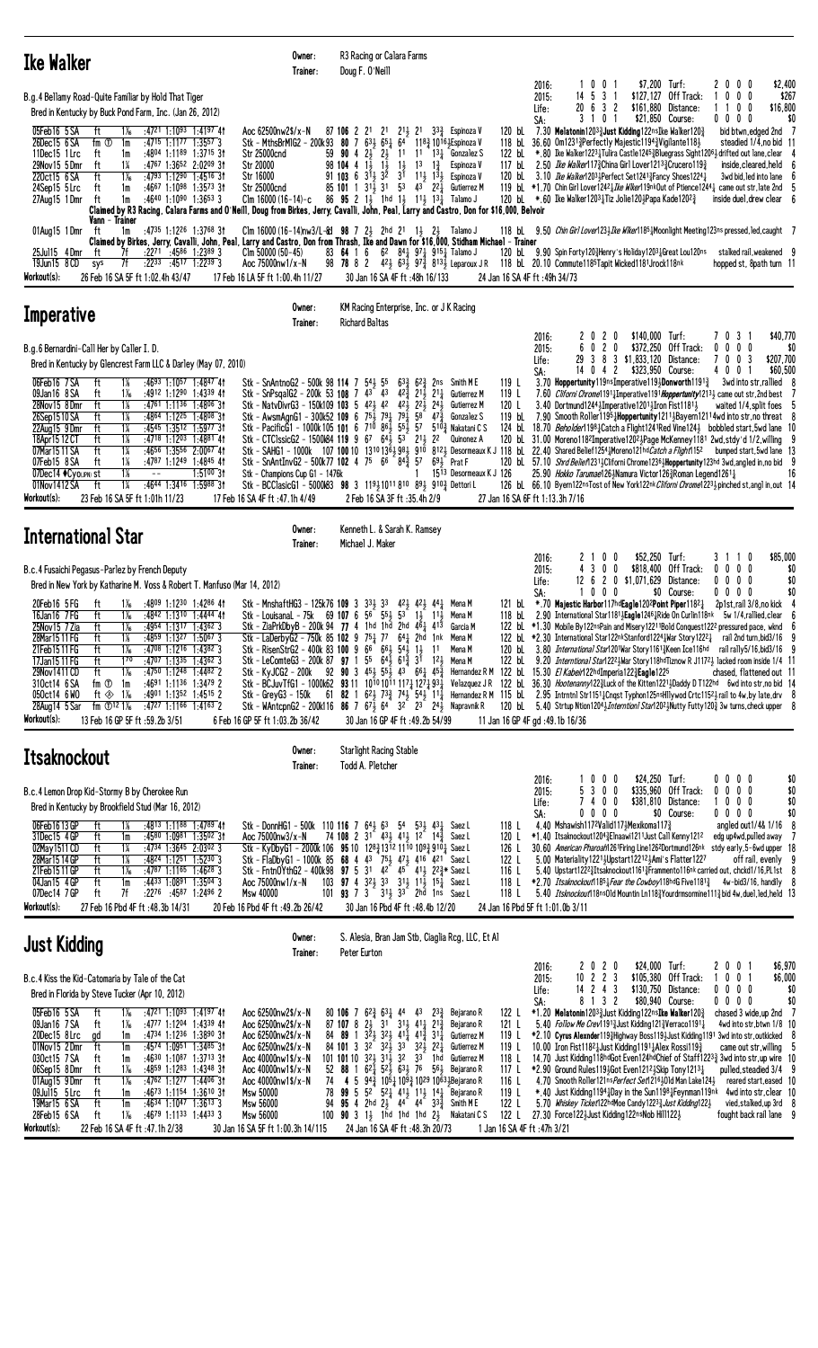## Ike Walker

Owner: R3 Racing or Calara Farms
Trainer: Doug F. O'Neill

B.g.4 Bellamy Road-Quite Familiar by Hold That Tiger
Bred in Kentucky by Buck Pond Farm, Inc. (Jan 26, 2012)

| | | | | | Turf: | | | | | |
|---|---|---|---|---|---|---|---|---|---|---|
| 2016: | 1 0 0 1 | $7,200 | Turf: | 2 0 0 0 | $2,400 |
| 2015: | 14 5 3 1 | $127,127 | Off Track: | 1 0 0 0 | $267 |
| Life: | 20 6 3 2 | $161,880 | Distance: | 1 1 0 0 | $16,800 |
| SA: | 3 1 0 1 | $21,850 | Course: | 0 0 0 0 | $0 |

```
05Feb16 5SA  ft  1⅛  :4721 1:1093 1:4197 4↑  Aoc 62500nw2$/x-N  87 106 2 21 21 21½ 21 33¾ Espinoza V  120 bL  7.30 Melatonin1203¾Just Kidding122nsIke Walker120¾  bid btwn,edged 2nd 7
26Dec15 6SA  fm ⓣ 1m  :4715 1:1177 1:3557 3  Stk - MthsBrMIG2 - 200k93 80 7 63¼ 65¼ 64 118¾1016¾Espinoza V  118 bL  36.60 Om1231¾Perfectly Majestic1194¾Vigilante118¾  steadied 1/4,no bid 11
11Dec15 1Lrc ft  1m  :4804 1:1189 1:3715 3↑  Str 25000cnd  59 90 4 2½ 2½ 11 11 13¼ Gonzalez S  122 bL  *.80 Ike Walker1223¼Tulira Castle1245¾Bluegrass Sight1206½ drifted out lane,clear 4
29Nov15 5Dmr ft  1¼  :4767 1:3652 2:0209 3↑  Str 20000  98 104 4 1½ 1½ 1½ 13 1¾ Espinoza V  117 bL  2.50 Ike Walker117¾China Girl Lover1213¾Crucero119¾  inside,cleared,held 6
22Oct15 6SA  ft  1⅛  :4793 1:1290 1:4516 3↑  Str 16000  91 103 6 31½ 32 31 11½ 13½ Espinoza V  120 bL  3.10 Ike Walker1203½Perfect Set1241¾Fancy Shoes1224½  3wd bid,led into lane 6
24Sep15 5Lrc ft  1m  :4667 1:1098 1:3573 3↑  Str 25000cnd  85 101 1 31½ 31 53 43 22¼ Gutierrez M  119 bL  *1.70 Chin Girl Lover1242¼Ike Wlker119nkOut of Ptience1244¼ came out str,late 2nd 5
27Aug15 1Dmr ft  1m  :4640 1:1090 1:3653 3  Clm 16000(16-14)-c  86 95 2 1½ 1hd 1½ 11½ 13½ Talamo J  120 bL  *.60 Ike Walker1203½Tiz Jolie120¾Papa Kade1202¾  inside duel,drew clear 6
Claimed by R3 Racing, Calara Farms and O'Neill, Doug from Birkes, Jerry, Cavalli, John, Peal, Larry and Castro, Don for $16,000, Belvoir Vann - Trainer
01Aug15 1Dmr ft  1m  :4735 1:1226 1:3768 3↑  Clm 16000(16-14)nw3/L-ⓝ 98 7 2½ 2hd 21 1½ 2½ Talamo J  118 bL  9.50 Chin Girl Lover123½Ike Wlker118½Moonlight Meeting123ns pressed,led,caught 7
Claimed by Birkes, Jerry, Cavalli, John, Peal, Larry and Castro, Don from Thrash, Ike and Dawn for $16,000, Stidham Michael - Trainer
25Jul15 4Dmr ft  7f  :2271 :4586 1:2369 3  Clm 50000 (50-45)  83 64 1 6 62 84½ 97¾ 915¼ Talamo J  120 bL  9.90 Spin Forty120¾Henry's Holiday120¾Great Lou120ns  stalked rail,weakened 9
19Jun15 8CD  sys 7f  :2233 :4517 1:2239 3  Aoc 75000nw1/x-N  98 78 8 2 42½ 63½ 97¾ 813¾ Leparoux J R  118 bL  20.10 Commute1185Tapit Wicked1181Jrock118nk  hopped st, 8path turn 11
Workout(s): 26 Feb 16 SA 5F ft 1:02.4h 43/47   17 Feb 16 LA 5F ft 1:00.4h 11/27   30 Jan 16 SA 4F ft :48h 16/133   24 Jan 16 SA 4F ft :49h 34/73
```

## Imperative

Owner: KM Racing Enterprise, Inc. or J K Racing
Trainer: Richard Baltas

B.g.6 Bernardini-Call Her by Caller I. D.
Bred in Kentucky by Glencrest Farm LLC & Darley (May 07, 2010)

| | | | | | |
|---|---|---|---|---|---|
| 2016: | 2 0 2 0 | $140,000 | Turf: | 7 0 3 1 | $40,770 |
| 2015: | 6 0 2 0 | $372,250 | Off Track: | 0 0 0 0 | $0 |
| Life: | 29 3 8 3 | $1,833,120 | Distance: | 7 0 0 3 | $207,700 |
| SA: | 14 0 4 2 | $323,950 | Course: | 4 0 0 1 | $60,500 |

```
06Feb16 7SA  ft  1⅛  :4693 1:1057 1:4817 4↑  Stk - SnAntnoG2 - 500k 98 114 7 54½ 55 63¾ 62¾ 2ns Smith M E  119 L  3.70 Hoppertunity119nsImperative119¾Hoppertunity1193¾  3wd into str,rallied 8
09Jan16 8SA  ft  1⅛  :4912 1:1290 1:4339 4↑  Stk - SnPsqalG2 - 200k 53 108 7 43 43 42¾ 21¾ 21¾ Gutierrez M  119 L  7.60 Clfornl Chrome1191¾Imperative1191Hoppertunity1213¾ came out str,2nd best 7
28Nov15 8Dmr ft  1⅛  :4761 1:1136 1:4806 3↑  Stk - NatvDlvrG3 - 150k109 103 5 42½ 42 22¾ 22¾ 24½ Gutierrez M  120 L  3.40 Dortmund1244½Imperative1201¾Iron Fist1181½  waited 1/4, split foes 5
26Sep15 10SA ft  1⅛  :4864 1:1225 1:4808 3↑  Stk - AwsmAgnG1 - 300k152 109 6 75½ 79¾ 79½ 58 47¾ Gonzalez S  119 bL  7.90 Smooth Roller1195½Hoppertunity1211¾Bayern1211 4wd into str,no threat 8
22Aug15 9Dmr ft  1¼  :4545 1:3512 1:5977 3↑  Stk - PacificG1 - 1000k 105 101 6 710 86¾ 55½ 57 510¾ Nakatani C S  124 bL  18.70 Beholder1198¼Catch a Flight1241Red Vine124½  bobbled start,5wd lane 10
18Apr15 12CT ft  1⅛  :4718 1:1203 1:4881 4↑  Stk - CTClssicG2 - 1500k 84 119 9 67 64½ 53 21½ 22 Quinonez A  120 bL  31.00 Moreno1182Imperative1202¾Page McKenney1181 2wd, stdy'd 1/2, willing 9
07Mar15 11SA ft  1¼  :4656 1:3556 2:0067 4↑  Stk - SAHG1 - 1000k  107 100 10 1310 136¾ 98¾ 910 812¾ Desormeaux K J  118 bL  22.40 Shared Belief1254¾Moreno121hdCatch a Flight115¾  bumped start,5wd lane 13
07Feb15 8SA  ft  1⅛  :4787 1:1249 1:4845 4↑  Stk - SnAntInvG2 - 500k 77 102 4 75 66 84¾ 57 69¾ Prat F  120 bL  57.10 Shrd Belief1211¾Clfornl Chrome1236¾Hoppertunity123hd 3wd,angled in,no bid 9
07Dec14 ♦Cyolm st  1⅛  --  1:5100 3↑  Stk - Champions Cup G1 - 1476k  1  1513 Desormeaux K J 126  25.90 Hokko Tarumae126¾Namura Victor126¾Roman Legend1261¼  16
01Nov14 12SA ft  1¼  :4644 1:3416 1:5988 3↑  Stk - BCClasicG1 - 5000k83 98 3 119¼1011 810 89½ 910¾ Dettori L  126 bL  66.10 Bayern122nsTost of New York122nkClfornl Chrome1223½ pinched st,angl in,out 14
Workout(s): 23 Feb 16 SA 5F ft 1:01h 11/23   17 Feb 16 SA 4F ft :47.1h 4/49   2 Feb 16 SA 3F ft :35.4h 2/9   27 Jan 16 SA 6F ft 1:13.3h 7/16
```

## International Star

Owner: Kenneth L. & Sarah K. Ramsey
Trainer: Michael J. Maker

B.c.4 Fusaichi Pegasus-Parlez by French Deputy
Bred in New York by Katharine M. Voss & Robert T. Manfuso (Mar 14, 2012)

| | | | | | |
|---|---|---|---|---|---|
| 2016: | 2 1 0 0 | $52,250 | Turf: | 3 1 1 0 | $85,000 |
| 2015: | 4 3 0 0 | $818,400 | Off Track: | 0 0 0 0 | $0 |
| Life: | 12 6 2 0 | $1,071,629 | Distance: | 0 0 0 0 | $0 |
| SA: | 1 0 0 0 | $0 | Course: | 0 0 0 0 | $0 |

```
20Feb16 5FG  ft  1⅛  :4809 1:1230 1:4286 4↑  Stk - MnshaftHG3 - 125k76 109 3 33½ 33 42½ 42½ 44¾ Mena M  121 bL  *.70 Majestic Harbor117hdEagle120¾Point Piper1182½  2p1st,rail 3/8,no kick 4
16Jan16 7FG  ft  1⅛  :4842 1:1310 1:4444 4↑  Stk - LouisanaL - 75k 69 107 6 56 55½ 53 1½ 11½ Mena M  118 bL  2.90 International Star1181¼Eagle124¾Ride On Curlin118nk  5w 1/4,rallied,clear 6
25Nov15 7Zia ft  1⅛  :4954 1:1317 1:4362 3  Stk - ZiaPrkDbyB - 200k 94 77 4 1hd 1hd 2hd 46½ 413 Garcia M  122 bL  *1.30 Mobile By122nsPain and Misery1221¾Bold Conquest1222 pressured pace, wknd 6
28Mar15 11FG ft  1⅛  :4859 1:1317 1:5067 3  Stk - LaDerbyG2 - 750k 85 102 5 75½ 77 64½ 2hd 1nk Mena M  122 bL  *2.30 International Star122nkStanford1224¼War Story1222¼  rail 2nd turn,bid3/16 9
21Feb15 11FG ft  1⅛  :4708 1:1216 1:4382 3  Stk - RisenStrG2 - 400k 83 100 9 66 66½ 54½ 1½ 11 Mena M  120 bL  3.80 International Star1201War Story1161¾Keen Ice116hd  rail rally5/16,bid3/16 9
17Jan15 11FG ft  1⅛0 :4707 1:1335 1:4362 3  Stk - LeComteG3 - 200k 87 97 1 55 64½ 61¾ 31 12½ Mena M  122 bL  9.20 Interntional Star1222¼War Story118hdTiznow R J1172½ lacked room inside 1/4 11
29Nov14 11CD ft  1⅛  :4750 1:1248 1:4482 2  Stk - KyJCG2 - 200k  92 90 3 45½ 55½ 43 66¼ 45¾ Hernandez R M  122 bL  15.30 El Kabeir122hdImperia122¾Eagle1225  chased, flattened out 11
31Oct14 6SA  fm ⓣ 1m  :4691 1:1136 1:3479 2  Stk - BCJuvTfG1 - 1000k62 93 11 1010 1011 117¼ 127¾ 93½ Velazquez J R  122 bL  36.30 Hootenanny122¾Luck of the Kitten122¼Daddy D T122hd  6wd into str,no bid 14
05Oct14 6WO  ft ⓥ 1⅛  :4901 1:1352 1:4515 2  Stk - GreyG3 - 150k  61 82 1 62½ 73¾ 74½ 54½ 11¼ Hernandez R M  115 bL  2.95 Intrntnl Str1151¼Cnqst Typhon125nsHllywod Crtc1152½ rail to 4w,by late,drv 8
28Aug14 5Sar fm ⓣ12 1⅛  :4727 1:1166 1:4163 2  Stk - WAntcpnG2 - 200k16 86 7 67½ 64 32 23 24½ Napravnik R  120 bL  5.40 Strtup Ntion1204½Interntionl Str120¾Nutty Futty120¾ 3w turns,check upper 8
Workout(s): 13 Feb 16 GP 5F ft :59.2b 3/51   6 Feb 16 GP 5F ft 1:03.2b 36/42   30 Jan 16 GP 4F ft :49.2b 54/99   11 Jan 16 GP 4F gd :49.1b 16/36
```

## Itsaknockout

Owner: Starlight Racing Stable
Trainer: Todd A. Pletcher

B.c.4 Lemon Drop Kid-Stormy B by Cherokee Run
Bred in Kentucky by Brookfield Stud (Mar 16, 2012)

| | | | | | |
|---|---|---|---|---|---|
| 2016: | 1 0 0 0 | $24,250 | Turf: | 0 0 0 0 | $0 |
| 2015: | 5 3 0 0 | $335,960 | Off Track: | 0 0 0 0 | $0 |
| Life: | 7 4 0 0 | $381,810 | Distance: | 1 0 0 0 | $0 |
| SA: | 0 0 0 0 | $0 | Course: | 0 0 0 0 | $0 |

```
06Feb16 13GP ft  1⅛  :4813 1:1188 1:4789 4↑  Stk - DonnHG1 - 500k 110 116 7 64½ 63 54 53½ 43¾ Saez L  118 L  4.40 Mshawish1172Valid117¾Mexikoma117¾  angled out1/4& 1/16 8
31Dec15 4GP  ft  1m  :4580 1:0981 1:3502 3↑  Aoc 75000nw1/x-N  74 108 2 31 43½ 41½ 12 14¾ Saez L  120 L  *1.40 Itsaknockout1204¾Emaaw1211Just Call Kenny1212  edg up4wd,pulled away 7
02May15 11CD ft  1¼  :4734 1:3645 2:0302 3  Stk - KyDbyG1 - 2000k 106 95 10 128¾1312 1110 109¾910¾ Saez L  126 L  30.60 American Pharoah1261Firing Line1262Dortmund126nk stdy early,5-6wd upper 18
28Mar15 14GP ft  1⅛  :4824 1:1251 1:5230 3  Stk - FlaDbyG1 - 1000k 85 68 4 43 75¾ 47½ 416 421 Saez L  122 L  5.00 Materiality122¼Upstart12221¾Ami's Flatter1227  off rail, evenly 9
21Feb15 11GP ft  1⅛  :4787 1:1165 1:4628 3  Stk - FntnOYthG2 - 400k98 97 5 31 42 45 41½ 22¾* Saez L  116 L  5.40 Upstart1222¾Itsaknockout1161¾Frammento116nk carried out, chckd1/16,Pl.1st 8
04Jan15 4GP  ft  1m  :4433 1:0891 1:3504 3  Aoc 75000nw1/x-N  103 97 4 32½ 33 31½ 11½ 15¼ Saez L  118 L  *2.70 Itsaknockout1185¼Fear the Cowboy118hdG Five1181¾  4w-bid3/16, handily 8
07Dec14 7GP  ft  7f  :2276 :4587 1:2496 2  Msw 40000  101 93 7 3 31½ 33 2hd 1ns Saez L  118 L  5.40 Itsknockout118nsOld Mountin Ln118¾Yourdrmsomine111¾bid 4w,duel,led,held 13
Workout(s): 27 Feb 16 Pbd 4F ft :48.3b 14/31   20 Feb 16 Pbd 4F ft :49.2b 26/42   30 Jan 16 Pbd 4F ft :48.4b 12/20   24 Jan 16 Pbd 5F ft 1:01.0b 3/11
```

## Just Kidding

Owner: S. Alesia, Bran Jam Stb, Ciaglia Rcg, LLC, Et Al
Trainer: Peter Eurton

B.c.4 Kiss the Kid-Catomaria by Tale of the Cat
Bred in Florida by Steve Tucker (Apr 10, 2012)

| | | | | | |
|---|---|---|---|---|---|
| 2016: | 2 0 2 0 | $24,000 | Turf: | 2 0 0 1 | $6,970 |
| 2015: | 10 2 2 3 | $105,380 | Off Track: | 1 0 0 1 | $6,000 |
| Life: | 14 2 4 3 | $130,750 | Distance: | 0 0 0 0 | $0 |
| SA: | 8 1 3 2 | $80,940 | Course: | 0 0 0 0 | $0 |

```
05Feb16 5SA  ft  1⅛  :4721 1:1093 1:4197 4↑  Aoc 62500nw2$/x-N  80 106 7 62¾ 63¼ 44 43 23¾ Bejarano R  122 L  4.10 Melatonin1203¾Just Kidding122nsIke Walker120¾  chased 3 wide,up 2nd 7
09Jan16 7SA  ft  1⅛  :4777 1:1204 1:4339 4↑  Aoc 62500nw2$/x-N  87 107 8 2½ 31 31½ 41½ 21¾ Bejarano R  121 L  5.40 Follow Me Crev1191¾Just Kidding121¾Verraco1191¼  4wd into str,btwn 1/8 10
20Dec15 8Lrc gd  1m  :4734 1:1236 1:3890 3↑  Aoc 62500nw2$/x-N  84 89 1 32½ 32½ 41¾ 41¾ 31¼ Gutierrez M  119 bL  *2.10 Cyrus Alexnder119¾Highway Boss119¾Just Kidding1191 3wd into str,outkicked 8
01Nov15 2Dmr ft  1m  :4574 1:0951 1:3485 3↑  Aoc 62500nw2$/x-N  84 101 3 32 32½ 33 32½ 22¼ Gutierrez M  119 L  10.00 Iron Fist1182¼Just Kidding1191¾Alex Rossi119¾  came out str,willing 5
03Oct15 7SA  ft  1m  :4630 1:1067 1:3713 3↑  Aoc 40000nw1$/x-N  101 101 10 32½ 31½ 32 33 1hd Gutierrez M  118 L  4.70 Just Kidding118hdGot Even124hdChief of Staff1223¾ 3wd into str,up wire 10
06Sep15 8Dmr ft  1⅛  :4859 1:1283 1:4348 3↑  Aoc 40000nw1$/x-N  52 88 1 62½ 52½ 63½ 76 56¾ Bejarano R  117 L  *2.90 Ground Rules119¾Got Even1212¾Skip Tony1213¼  pulled,steadied 3/4 9
01Aug15 9Dmr ft  1⅛  :4762 1:1277 1:4406 3↑  Aoc 40000nw1$/x-N  74 4 5 94¾ 105½ 109¾ 1029 1063¾Bejarano R  116 L  4.70 Smooth Roller121nsPerfect Set1216¾Old Man Lake124½  reared start,eased 10
09Jul15 5Lrc ft  1m  :4673 1:1154 1:3610 3↑  Msw 50000  78 99 5 52 52½ 41½ 11½ 14½ Bejarano R  119 L  *.40 Just Kidding1194½Day in the Sun1198¾Feynman119nk 4wd into str,clear 10
19Mar15 6SA  ft  1m  :4634 1:1047 1:3613 3  Msw 56000  94 95 4 2hd 2½ 44 44 33¾ Smith M E  122 L  5.70 Whiskey Ticket122hdMoe Candy1223¾Just Kidding122½  vied,stalked,up 3rd 8
28Feb15 6SA  ft  1⅛  :4679 1:1133 1:4433 3  Msw 56000  100 90 3 1½ 1hd 1hd 1hd 2¾ Nakatani C S  122 L  27.30 Force122¾Just Kidding122nsNob Hill122½  fought back rail lane 9
Workout(s): 22 Feb 16 SA 4F ft :47.1h 2/48   30 Jan 16 SA 5F ft 1:00.3h 14/115   24 Jan 16 SA 4F ft :48.3h 20/73   1 Jan 16 SA 4F ft :47h 3/21
```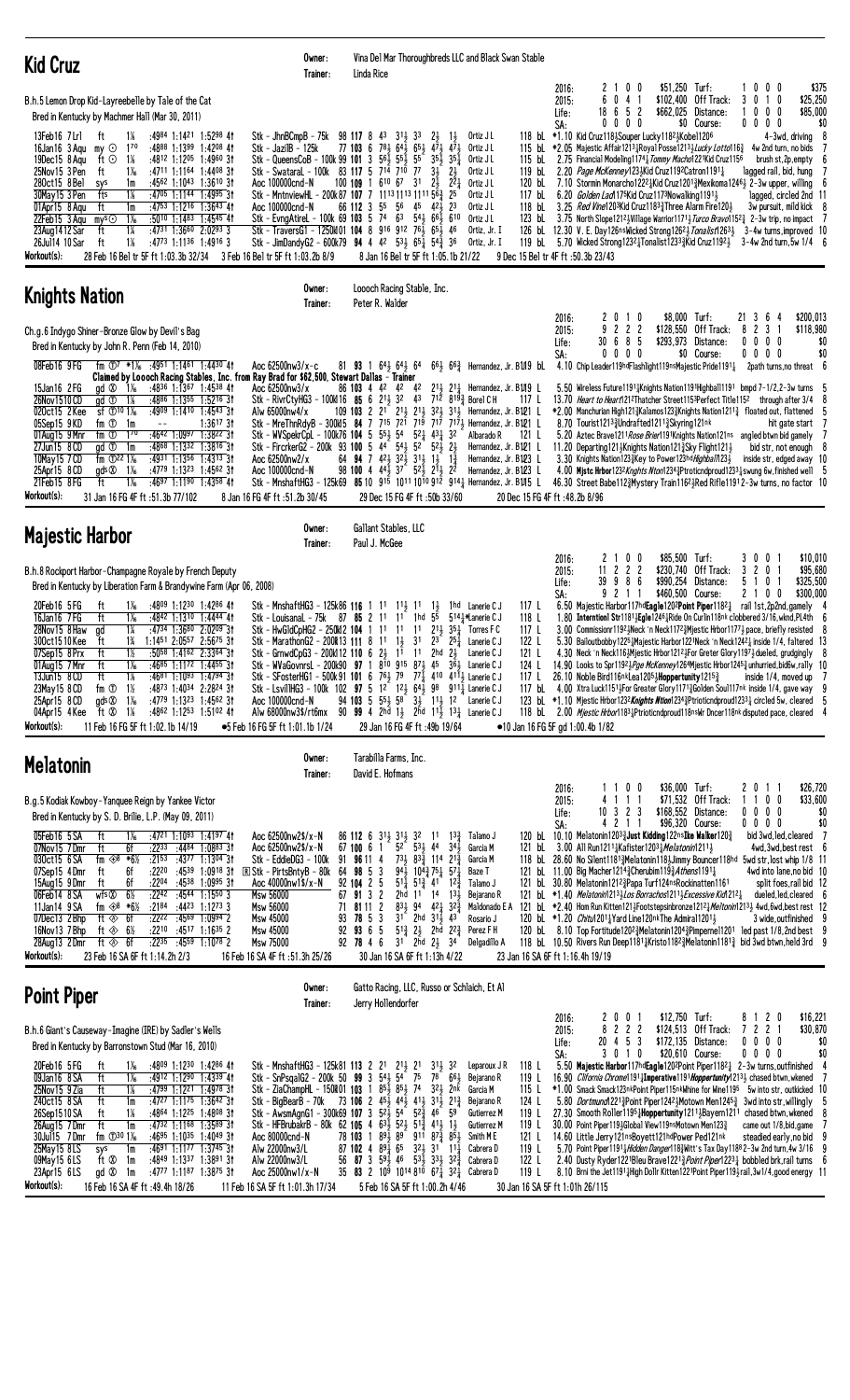## Kid Cruz

Owner: Vina Del Mar Thoroughbreds LLC and Black Swan Stable
Trainer: Linda Rice

B.h.5 Lemon Drop Kid-Layreebelle by Tale of the Cat
Bred in Kentucky by Machmer Hall (Mar 31, 2011)

| | | | | | |
|---|---|---|---|---|---|
| 2016: | 2 1 0 0 | $51,250 | Turf: | 1 0 0 0 | $375 |
| 2015: | 6 0 4 1 | $102,400 | Off Track: | 3 0 1 0 | $25,250 |
| Life: | 18 6 5 2 | $662,025 | Distance: | 1 0 0 0 | $85,000 |
| SA: | 0 0 0 0 | $0 | Course: | 0 0 0 0 | $0 |

```
13Feb16 7Lrl   ft  1⅛  :4984 1:1421 1:5298 4↑  Stk - JhnBCmpB - 75k  98 117 8 43 31½ 33 2½ 1½  Ortiz J L    118 bL *1.10 Kid Cruz118½Souper Lucky1182¾Kobel1206         4-3wd, driving 8
16Jan16 3Aqu   my ⊙ 170  :4888 1:1399 1:4208 4↑  Stk - JazilB - 125k    77 103 6 78½ 64½ 65½ 47½ 47½ Ortiz J L    115 bL *2.05 Majestic Affair1213¼Royal Posse1213¼Lucky Lotto116¾  4w 2nd turn, no bids 7
19Dec15 8Aqu   ft ⊙ 1⅛   :4812 1:1205 1:4960 3↑  Stk - QueensCoB - 100k 99 101 3 56½ 55½ 56 35½ 35¼ Ortiz J L    115 bL 2.75 Financial Modeling1174¾Tommy Macho122¹Kid Cruz1156   brush st,2p,empty 6
25Nov15 3Pen   ft  1⅛   :4711 1:1164 1:4408 3↑  Stk - SwataraL - 100k  83 117 5 714 710 77 3½ 2½  Ortiz J L    119 bL 2.20 Page McKenney123½Kid Cruz1192Catron1191¼      lagged rail, bid, hung 7
28Oct15 8Bel   sys 1m   :4562 1:1043 1:3610 3↑  Aoc 100000cnd-N        100 109 1 610 67 31 2½ 2¾ Ortiz J L    120 bL 7.10 Stormin Monarcho122¾Kid Cruz1201½Mexikoma124¾  2-3w upper, willing 6
30Nov15 3Pen   fts 1⅛   :4705 1:1144 1:4985 3↑  Stk - MntnviewHL - 200k87 107 7 1113 1113 1111 56½ 25  Ortiz J L    117 bL 6.20 Golden Lad1175Kid Cruz1173Nowalking1191¼     lagged, circled 2nd 11
01Apr15 8Aqu   ft  1m   :4753 1:1216 1:3643 4↑  Aoc 100000cnd-N         66 112 3 55 56 45 42½ 23  Ortiz J L    118 bL 3.25 Red Vine1203Kid Cruz1183¼Three Alarm Fire120½     3w pursuit, mild kick 8
22Feb15 3Aqu   mys⊙ 1⅛  :5010 1:1483 1:4545 4↑  Stk - EvngAtireL - 100k 69 103 5 74 63 54½ 66½ 610 Ortiz J L    123 bL 3.75 North Slope1212¼Village Warrior1171¼Turco Bravo1152¼  2-3w trip, no impact 7
23Aug1412 Sar  ft  1¼   :4731 1:3660 2:0293 3   Stk - TraversG1 - 1250k101 104 8 916 912 76½ 65½ 46  Ortiz, Jr. I  126 bL 12.30 V. E. Day126nsWicked Strong1262¾Tonalist1263¼  3-4w turns,improved 10
26Jul14 10Sar  ft  1⅛   :4773 1:1136 1:4916 3   Stk - JimDandyG2 - 600k79 94 4 42 53½ 65¼ 54¾ 36  Ortiz, Jr. I  119 bL 5.70 Wicked Strong1232¼Tonalist1233¾Kid Cruz1192½  3-4w 2nd turn,5w 1/4 6
Workout(s):  28 Feb 16 Bel tr 5F ft 1:03.3b 32/34   3 Feb 16 Bel tr 5F ft 1:03.2b 8/9   8 Jan 16 Bel tr 5F ft 1:05.1b 21/22   9 Dec 15 Bel tr 4F ft :50.3b 23/43
```

## Knights Nation

Owner: Loooch Racing Stable, Inc.
Trainer: Peter R. Walder

Ch.g.6 Indygo Shiner-Bronze Glow by Devil's Bag
Bred in Kentucky by John R. Penn (Feb 14, 2010)

| | | | | | |
|---|---|---|---|---|---|
| 2016: | 2 0 1 0 | $8,000 | Turf: | 21 3 6 4 | $200,013 |
| 2015: | 9 2 2 2 | $128,550 | Off Track: | 8 2 3 1 | $118,980 |
| Life: | 30 6 8 5 | $293,973 | Distance: | 0 0 0 0 | $0 |
| SA: | 0 0 0 0 | $0 | Course: | 0 0 0 0 | $0 |

```
08Feb16 9FG    fm ⓣ *1⅛  :4951 1:1461 1:4430 4↑  Aoc 62500nw3/x-c      81 93 1 64¼ 64½ 64 66½ 66¾ Hernandez, Jr. B119 bL 4.10 Chip Leader119hdFlashlight119nsMajestic Pride1191¼  2path turns,no threat 6
               Claimed by Loooch Racing Stables, Inc. from Ray Brad for $62,500, Stewart Dallas - Trainer
15Jan16 2FG    gd ⓢ 1⅛   :4836 1:1367 1:4538 4↑  Aoc 62500nw3/x        86 103 4 42 42 42 21½ 21½ Hernandez, Jr. B119 L  5.50 Wireless Future1191½Knights Nation119¾Highball1191  bmpd 7-1/2,2-3w turns 5
26Nov1510CD    gd ⓣ 1⅛   :4886 1:1355 1:5216 3↑  Stk - RivrCtyHG3 - 100k16 85 6 21½ 32 43 712 818¾ Borel C H   117 L  13.70 Heart to Heart121¾Thatcher Street115¾Perfect Title115²  through after 3/4 8
02Oct15 2Kee   sf ⓣ10 1⅛ :4909 1:1410 1:4543 3↑  Alw 65000nw4/x       109 103 2 21 21½ 21½ 32½ 31½ Hernandez, Jr. B121 L *2.00 Manchurian High121¾Kalamos123¾Knights Nation121¼  floated out, flattened 5
05Sep15 9KD    fm ⓣ 1m    --       1:3617 3↑  Stk - MreThnRdyB - 300k5 84 7 715 721 719 717 717½ Hernandez, Jr. B121 L  8.70 Tourist1213½Undrafted1211¾Skyring121nk       hit gate start 7
01Aug15 9Mnr   fm ⓣ 170  :4642 1:0997 1:3822 3↑  Stk - WVSpekrCpL - 100k76 104 5 55½ 54 52¾ 43¼ 32  Albarado R   121 L  5.20 Aztec Brave121¾Rose Brier119¾Knights Nation121ns  angled btwn bid gamely 7
27Jun15 8CD    gd ⓣ 1m   :4868 1:1332 1:3816 3↑  Stk - FircrkerG2 - 200k 93 100 5 44 54½ 52 52½ 2½ Hernandez, Jr. B121 L 11.20 Departing121½Knights Nation121¾Sky Flight121½   bid str, not enough 8
10May15 7CD    fm ⓣ22 1⅛ :4931 1:1356 1:4313 3↑  Aoc 62500nw2/x        64 94 7 42¾ 32½ 31½ 1½ 1½  Hernandez, Jr. B123 L  3.30 Knights Nation123½Key to Power123hdHighball123½  inside str, edged away 10
25Apr15 8CD    gdⓢ 1⅛   :4779 1:1323 1:4562 3↑  Aoc 100000cnd-N        98 100 4 44½ 37 52½ 21½ 2²  Hernandez, Jr. B123 L  4.00 Mjstc Hrbor1232Knights Ntion1234¾Ptrioticndproud1231¼swung 6w,finished well 5
21Feb15 8FG    ft  1⅛   :4687 1:1190 1:4358 4↑  Stk - MnshaftHG3 - 125k69 85 10 915 1011 1010 912 914¼ Hernandez, Jr. B115 L 46.30 Street Babe112¾Mystery Train116²½Red Rifle1191 2-3w turns, no factor 10
Workout(s):  31 Jan 16 FG 4F ft :51.3b 77/102   8 Jan 16 FG 4F ft :51.2b 30/45   29 Dec 15 FG 4F ft :50b 33/60   20 Dec 15 FG 4F ft :48.2b 8/96
```

## Majestic Harbor

Owner: Gallant Stables, LLC
Trainer: Paul J. McGee

B.h.8 Rockport Harbor-Champagne Royale by French Deputy
Bred in Kentucky by Liberation Farm & Brandywine Farm (Apr 06, 2008)

| | | | | | |
|---|---|---|---|---|---|
| 2016: | 2 1 0 0 | $85,500 | Turf: | 3 0 0 1 | $10,010 |
| 2015: | 11 2 2 2 | $230,740 | Off Track: | 3 2 0 1 | $95,680 |
| Life: | 39 9 8 6 | $990,254 | Distance: | 5 1 0 1 | $325,500 |
| SA: | 9 2 1 1 | $460,500 | Course: | 2 1 0 0 | $300,000 |

```
20Feb16 5FG    ft  1⅛   :4809 1:1230 1:4286 4↑  Stk - MnshaftHG3 - 125k86 116 1 11 11½ 11 1½ 1hd Lanerie C J  117 L  6.50 Majestic Harbor117hdEagle1202Point Piper1182¼  rail 1st,2p2nd,gamely 4
16Jan16 7FG    ft  1⅛   :4842 1:1310 1:4444 4↑  Stk - LouisanaL - 75k  87 85 2 11 11 1hd 55 514¾♣Lanerie C J 118 L  1.80 Interntionl Str1181¾Egle1246½Ride On Curlin118nk clobbered 3/16,wknd,PL4th 6
28Nov15 8Haw   gd  1⅛   :4734 1:3680 2:0209 3↑  Stk - HwGldCpHG2 - 250k12 104 1 11 11 21½ 35½ Torres F C   117 L  3.00 Commissionr1192¾Neck 'n Neck1172¾Mjestic Hrbor1177¾ pace, briefly resisted 8
30Oct15 10Kee  ft  1¼  1:1451 2:0557 2:5675 3↑  Stk - MarathonG2 - 200k13 111 8 11 1½ 31 23 25¼ Lanerie C J   122 L  5.30 Ballouttobby1225¼Majestic Harbor1221Neck 'n Neck1242¼ inside 1/4, faltered 13
07Sep15 8Prx   ft  1⅜   :5058 1:4162 2:3364 3↑  Stk - GrnwdCpG3 - 200k12 110 6 2½ 11 11 2hd 2½  Lanerie C J  121 L  4.30 Neck 'n Neck116½Mjestic Hrbor121¾For Greter Glory1197¾dueled, grudgingly 8
01Aug15 7Mnr   ft  1⅛   :4685 1:1172 1:4455 3↑  Stk - WVaGovnrsL - 200k90 97 1 810 915 87½ 45 36½ Lanerie C J  124 L 14.90 Looks to Spr1193½Pge McKenney1261¾Mjestic Hrbor1245½unhurried,bid5w,rally 10
13Jun15 8CD    ft  1⅛   :4681 1:1093 1:4794 3↑  Stk - SFosterHG1 - 500k91 101 6 76½ 79 77¼ 410 411½ Lanerie C J  117 L 26.10 Noble Bird116nkLea1205½Hoppertunity1215¾     inside 1/4, moved up 7
23May15 8CD    fm ⓣ 1½  :4873 1:4034 2:2824 3↑  Stk - LsvilHG3 - 100k102 97 5 12 12½ 64½ 98 911¾ Lanerie C J  117 bL 4.00 Xtra Luck1151½For Greater Glory1171¾Golden Soul117nk inside 1/4, gave way 9
25Apr15 8CD    gdⓢ 1⅛   :4779 1:1323 1:4562 3↑  Aoc 100000cnd-N        94 103 5 55½ 58 3½ 11½ 12  Lanerie C J  123 bL *1.10 Mjestic Hrbor1232Knights Ntion1234¾Ptrioticndproud1231¼ circled 5w, cleared 5
04Apr15 4Kee   ft ⓢ 1⅛  :4862 1:1253 1:5102 4↑  Alw 68000nw3$/rt6mx   90 99 4 2hd 1½ 2hd 11½ 13¼ Lanerie C J  118 bL 2.00 Mjestic Hrbor1183¼Ptrioticndproud118nsWr Dncer118nk disputed pace, cleared 4
Workout(s):  11 Feb 16 FG 5F ft 1:02.1b 14/19   ●5 Feb 16 FG 5F ft 1:01.1b 1/24   29 Jan 16 FG 4F ft :49b 19/64   ●10 Jan 16 FG 5F gd 1:00.4b 1/82
```

## Melatonin

Owner: Tarabilla Farms, Inc.
Trainer: David E. Hofmans

B.g.5 Kodiak Kowboy-Yanquee Reign by Yankee Victor
Bred in Kentucky by S. D. Brilie, L.P. (May 09, 2011)

| | | | | | |
|---|---|---|---|---|---|
| 2016: | 1 1 0 0 | $36,000 | Turf: | 2 0 1 1 | $26,720 |
| 2015: | 4 1 1 1 | $71,532 | Off Track: | 1 1 0 0 | $33,600 |
| Life: | 10 3 2 3 | $168,552 | Distance: | 0 0 0 0 | $0 |
| SA: | 4 2 1 1 | $96,320 | Course: | 0 0 0 0 | $0 |

```
05Feb16 5SA    ft  1⅛   :4721 1:1093 1:4197 4↑  Aoc 62500nw2$/x-N     86 112 6 31½ 31½ 32 11 13¾ Talamo J     120 bL 10.10 Melatonin1203¾Just Kidding122nsIke Walker120¾   bid 3wd,led,cleared 7
07Nov15 7Dmr   ft  6f   :2233 :4484 1:0883 3↑  Aoc 62500nw2$/x-N     67 100 6 1 5² 53½ 44 34½ Garcia M     121 bL  3.00 All Run1211½Kafister1203½Melatonin1211½       4wd,3wd,best rest 6
03Oct15 6SA    fm ⊗ *6½ :2153 :4377 1:1304 3↑  Stk - EddieDG3 - 100k  91 96 11 4 73½ 83¾ 114 21¾ Garcia M     118 bL 28.60 No Silent1181¾Melatonin118½Jimmy Bouncer118hd  5wd str,lost whip 1/8 11
07Sep15 4Dmr   ft  6f   :2220 :4539 1:0918 3↑  ⓡStk - PirtsBntyB - 80k 64 98 5 3 94½ 104¾ 75½ 57¼ Baze T      121 bL 11.00 Big Macher1214¾Cherubim119¾Athens1191½       4wd into lane,no bid 10
15Aug15 9Dmr   ft  6f   :2204 :4538 1:0995 3↑  Aoc 40000nw1$/x-N     92 104 2 5 51½ 51¾ 41 12¾ Talamo J     121 bL 30.80 Melatonin1212¾Papa Turf124nsRockinatten1161   split foes,rail bid 12
06Feb14 8SA    wfⓢ 6½  :2242 :4544 1:1503 3    Msw 56000             67 91 3 2 2hd 11 14 13½ Bejarano R   121 bL *1.40 Melatonin1213½Los Borrachos1211½Excessive Kid1212¼  dueled,led,cleared 6
11Jan14 9SA    fm ⊗ *6½ :2184 :4423 1:1273 3    Msw 56000             71 81 11 2 83½ 94 42¾ 32¾ Maldonado E A 121 bL *2.40 Hom Run Kitten121¾Footstepsinbronze1212¾Meltonin1213¾ 4wd,6wd,best rest 12
07Dec13 2Bhp   ft ⊗ 6f  :2222 :4569 1:0994 2    Msw 45000             93 78 5 3 31 2hd 31½ 43  Rosario J    120 bL *1.20 Chitu1201¼Yard Line120nkThe Admiral1201½     3 wide,outfinished 9
16Nov13 7Bhp   ft ⊗ 6f  :2210 :4517 1:1635 2    Msw 45000             92 93 6 5 51¾ 2½ 2hd 22¾ Perez F H    120 bL  8.10 Top Fortitude1202¾Melatonin1204¾Pimpernel1201  led past 1/8,2nd best 9
28Aug13 2Dmr   ft ⊗ 6f  :2235 :4559 1:1078 2    Msw 75000             92 78 4 6 31 2hd 2½ 34  Delgadillo A 118 bL 10.50 Rivers Run Deep1181¾Kristo1182¾Melatonin1181¾  bid 3wd btwn,held 3rd 9
Workout(s):  23 Feb 16 SA 6F ft 1:14.2h 2/3   16 Feb 16 SA 4F ft :51.3h 25/26   30 Jan 16 SA 6F ft 1:13h 4/22   23 Jan 16 SA 5F ft 1:16.4h 19/19
```

## Point Piper

Owner: Gatto Racing, LLC, Russo or Schlaich, Et Al
Trainer: Jerry Hollendorfer

B.h.6 Giant's Causeway-Imagine (IRE) by Sadler's Wells
Bred in Kentucky by Barronstown Stud (Mar 16, 2010)

| | | | | | |
|---|---|---|---|---|---|
| 2016: | 2 0 0 1 | $12,750 | Turf: | 8 1 2 0 | $16,221 |
| 2015: | 8 2 2 2 | $124,513 | Off Track: | 7 2 2 1 | $30,870 |
| Life: | 20 4 5 3 | $172,135 | Distance: | 0 0 0 0 | $0 |
| SA: | 3 0 1 0 | $20,610 | Course: | 0 0 0 0 | $0 |

```
20Feb16 5FG    ft  1⅛   :4809 1:1230 1:4286 4↑  Stk - MnshaftHG3 - 125k81 113 2 21 21½ 21 31½ 32  Leparoux J R 118 L  5.50 Majestic Harbor117hdEagle1202Point Piper1182¼  2-3w turns,outfinished 4
09Jan16 8SA    ft  1⅛   :4912 1:1290 1:4339 4↑  Stk - SnPsqalG2 - 200k50 99 3 54½ 54 75 78 66½ Bejarano R  119 L 16.90 C'lfornia Chrome1191¾Imperative119¾Hoppertunity1213¼ chased btwn,wkened 7
25Nov15 9Zia   ft  1⅛   :4799 1:1221 1:4978 3↑  Stk - ZiaChampHL - 150k01 103 1 85½ 85½ 74 32½ 2nk Garcia M    115 L *1.00 Smack Smack123nkPoint Piper115nkWhine for Wine1195  5w into str, outkicked 10
24Oct15 8SA    ft  1m   :4727 1:1175 1:3642 3↑  Stk - BigBearB - 70k   73 106 2 45½ 44½ 41½ 31½ 21¾ Bejarano R  124 L  5.80 Dortmund1221¾Point Piper1242¾Motown Men1245¾  3wd into str,willingly 5
26Sep1510SA    ft  1⅛   :4864 1:1225 1:4808 3↑  Stk - AwsmAgnG1 - 300k69 107 3 52½ 54 52½ 46 59  Gutierrez M 119 L 27.30 Smooth Roller1195½Hoppertunity1211½Bayern1211  chased btwn,wkened 8
26Aug15 7Dmr   ft  1m   :4732 1:1168 1:3589 3↑  Stk - HFBrubakrB - 80k 62 105 4 63½ 52½ 51¾ 41½ 1½  Gutierrez M 119 L 30.00 Point Piper119½Global View119nsMotown Men123¾   came out 1/8,bid,game 7
30Jul15 7Dmr   fm ⓣ30 1⅛ :4695 1:1035 1:4049 3↑  Aoc 80000cnd-N        78 103 1 89½ 89 911 87¾ 85½ Smith M E   121 L 14.60 Little Jerry121nsBoyett121hdPower Ped121nk  steadied early,no bid 9
25May15 8LS    sys 1m   :4681 1:1177 1:3745 3↑  Alw 22000nw3/L        87 102 4 89½ 65 32½ 31 11½ Cabrera D   119 L  5.70 Point Piper1191½Hidden Danger118¾Witt's Tax Day1182 2-3w 2nd turn,4w 3/16 9
09May15 6LS    ft ⓢ 1m  :4849 1:1337 1:3891 3↑  Alw 22000nw3/L        56 87 3 59¾ 46 53½ 33½ 32¼ Cabrera D   122 L  2.40 Dusty Ryder122¹Bleu Brave1221½Point Piper1223¾  bobbled brk,rail turns 6
23Apr15 6LS    gd ⓢ 1m  :4777 1:1187 1:3875 3↑  Aoc 25000nw1/x-N      35 83 2 109 1014 810 67½ 32¼ Cabrera D   119 L  8.10 Brni the Jet1191¼High Dollr Kitten121¹Point Piper119½rail,3w1/4,good energy 11
Workout(s):  16 Feb 16 SA 4F ft :49.4h 18/24   11 Feb 16 SA 7F ft 1:31.3h 17/34   5 Feb 16 SA 5F ft 1:00.2h 4/46   30 Jan 16 SA 5F ft 1:01h 26/115
```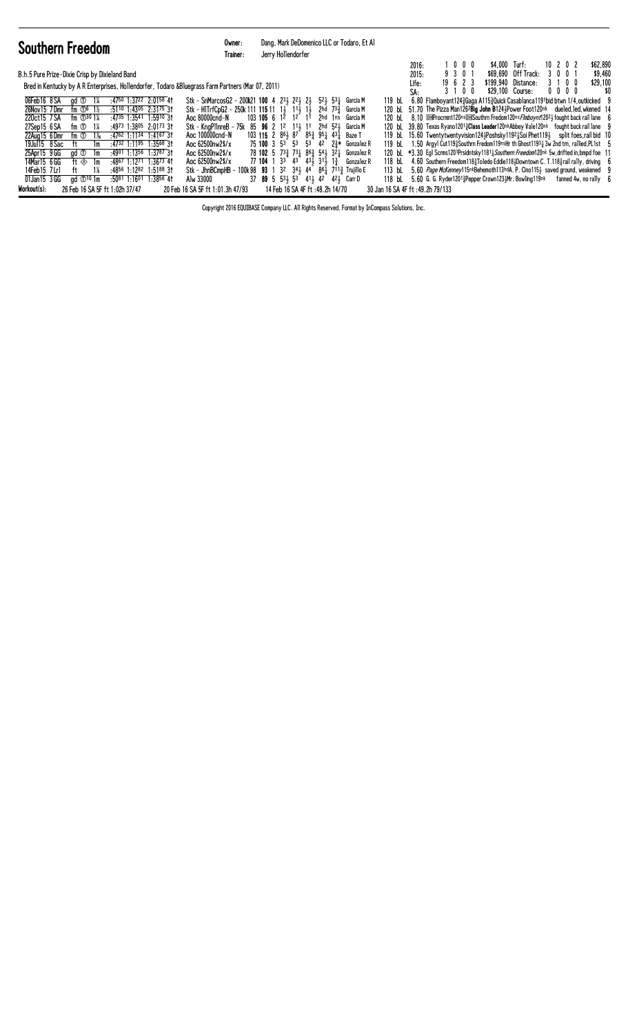# Southern Freedom

Owner: Dang, Mark DeDomenico LLC or Todaro, Et Al
Trainer: Jerry Hollendorfer

B.h.5 Pure Prize-Dixie Crisp by Dixieland Band

Bred in Kentucky by A R Enterprises, Hollendorfer, Todaro &Bluegrass Farm Partners (Mar 07, 2011)

| | | | | | | | | |
|---|---|---|---|---|---|---|---|---|
| 2016: | 1 0 0 0 | $4,000 | Turf: | 10 2 0 2 | $62,890 |
| 2015: | 9 3 0 1 | $69,690 | Off Track: | 3 0 0 1 | $9,460 |
| Life: | 19 6 2 3 | $199,940 | Distance: | 3 1 0 0 | $29,100 |
| SA: | 3 1 0 0 | $29,100 | Course: | 0 0 0 0 | $0 |

| Date/Race | Trk | Dist | Fractions | Race Type | Spd | PP St 1C 2C Str Fin | Jockey | Wt/Med | Odds / Top Finishers / Comment |
|---|---|---|---|---|---|---|---|---|---|
| 06Feb16 8SA | gd ① | 1¼ | :47⁵⁰ 1:37²² 2:01⁵⁸ 4↑ | Stk - SnMarcosG2 - 200k | 21 100 | 4 2³½ 2²½ 2½ 5²½ 5³¾ | Garcia M | 119 bL | 6.80 Flamboyant124¾Gaga A115¾Quick Casablanca119¹bid btwn 1/4,outkicked 9 |
| 26Nov15 7Dmr | fm ①⁶ | 1½ | :51¹⁰ 1:43⁰⁵ 2:31⁷⁵ 3↑ | Stk - HlTrfCpG2 - 250k | 111 115 | 11 1½ 1½ 1½ 2hd 7³¾ | Garcia M | 120 bL | 51.70 The Pizza Man126²Big John B124½Power Foot120nk dueled,led,wkened 14 |
| 22Oct15 7SA | fm ①³⁰ | 1⅛ | :47³⁵ 1:35⁴¹ 1:59¹⁰ 3↑ | Aoc 80000cnd-N | 103 105 | 6 1² 1² 1¹ 2hd 1ns | Garcia M | 120 bL | 8.10 DHProcrmnt120nsDHSouthrn Fredom120nsFlmboynt1202½ fought back rail lane 6 |
| 27Sep15 6SA | fm ① | 1⅛ | :49⁷³ 1:38⁰⁵ 2:01⁷³ 3↑ | Stk - KngPllnreB - 75k | 85 96 | 2 1² 1¹½ 1¹ 2hd 5²½ | Garcia M | 120 bL | 39.80 Texas Ryano120¹½Class Leader120nkAbbey Vale120nk fought back rail lane 9 |
| 22Aug15 6Dmr | fm ① | 1⅛ | :47⁶² 1:11³⁴ 1:41⁶⁷ 3↑ | Aoc 100000cnd-N | 103 115 | 2 8⁶½ 8⁷ 8⁵¾ 9⁵¼ 4³¾ | Baze T | 119 bL | 15.60 Twentytwentyvision124½Poshsky119²¼Soi Phet119½ split foes,rail bid 10 |
| 19Jul15 8Sac | ft | 1m | :47³² 1:11⁹⁵ 1:35⁶⁸ 3↑ | Aoc 62500nw2$/x | 75 100 | 3 5³ 5³ 5³ 4² 2¾* | Gonzalez R | 119 bL | 1.50 Argyl Cut119¾Southrn Fredom119nsHr th Ghost119³¼ 3w 2nd trn, rallied,PL1st 5 |
| 25Apr15 9GG | gd ① | 1m | :49⁰¹ 1:13⁵⁶ 1:37⁸⁷ 3↑ | Aoc 62500nw2$/x | 78 102 | 5 7³¾ 7³½ 8⁶½ 5⁴½ 3²¼ | Gonzalez R | 120 bL | *3.30 Egl Scrms120¹Prsidntsky118¹¼Southern Freedom120nk 5w,drifted in,bmpd foe 11 |
| 14Mar15 6GG | ft ◇ | 1m | :48⁶⁷ 1:12⁷¹ 1:36⁷³ 4↑ | Aoc 62500nw2$/x | 77 104 | 1 3³ 4³ 4³½ 3¹½ 1¾ | Gonzalez R | 118 bL | 4.60 Southern Freedom118¾Toledo Eddie118½Downtown C. T.118¾rail rally, driving 6 |
| 14Feb15 7Lrl | ft | 1⅛ | :48⁵⁶ 1:12⁸² 1:51⁸⁸ 3↑ | Stk - JhnBCmpHB - 100k | 98 93 | 1 3² 3⁴½ 4⁴ 8⁶¼ 7¹¹¾ | Trujillo E | 113 bL | 5.60 Page McKenney115nkBehemoth113hdA. P. Cino115½ saved ground, weakened 9 |
| 01Jan15 3GG | gd ①¹⁰ | 1m | :50⁸¹ 1:16⁰¹ 1:38⁵⁶ 4↑ | Alw 33000 | 37 89 | 5 5³½ 5³ 4¹½ 4² 4²½ | Carr D | 118 bL | 5.60 G. G. Ryder120¹¾Pepper Crown123¾Mr. Bowling119nk fanned 4w, no rally 6 |

Workout(s): 26 Feb 16 SA 5F ft 1:02h 37/47 | 20 Feb 16 SA 5F ft 1:01.3h 47/93 | 14 Feb 16 SA 4F ft :48.2h 14/70 | 30 Jan 16 SA 4F ft :49.2h 79/133

Copyright 2016 EQUIBASE Company LLC. All Rights Reserved. Format by InCompass Solutions, Inc.